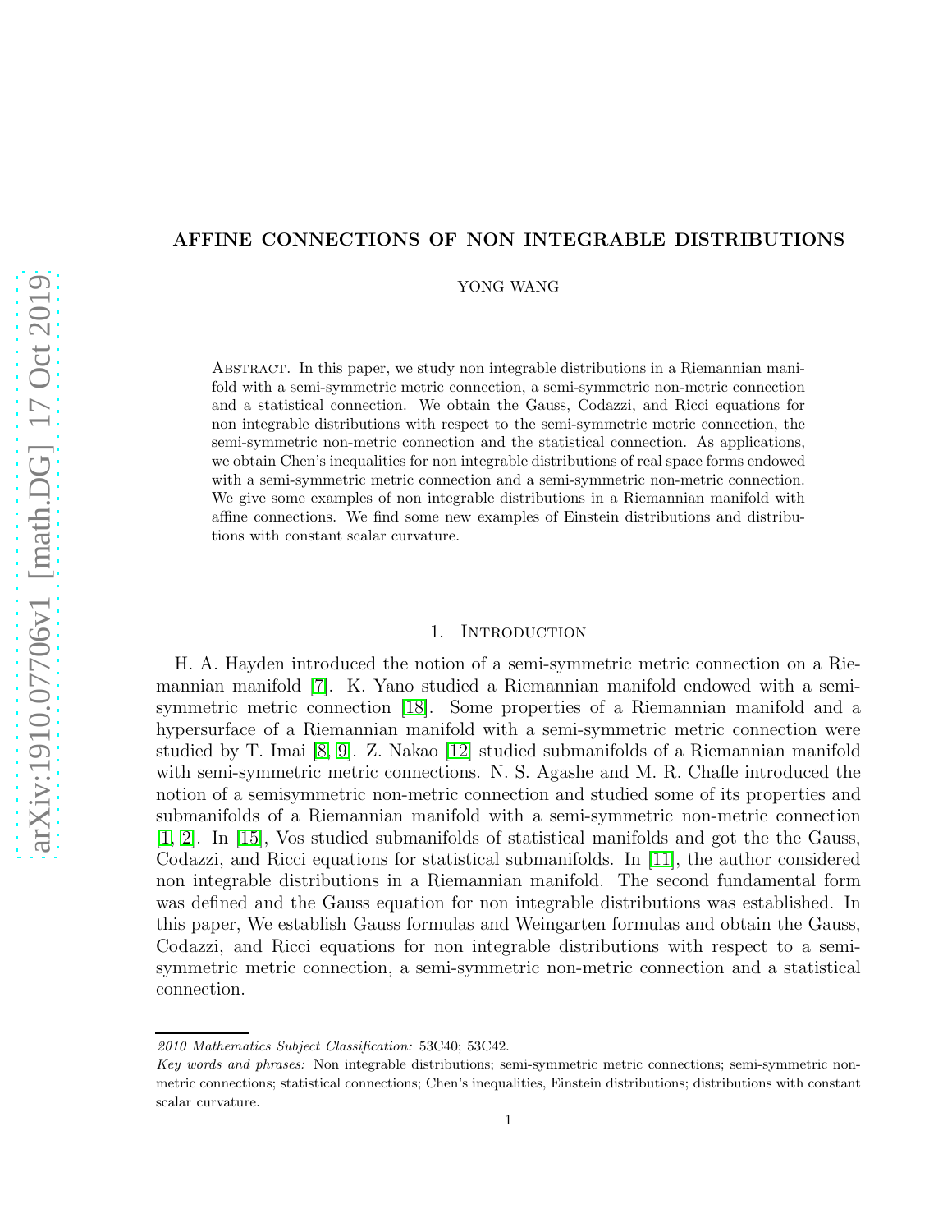# AFFINE CONNECTIONS OF NON INTEGRABLE DISTRIBUTIONS

YONG WANG

Abstract. In this paper, we study non integrable distributions in a Riemannian manifold with a semi-symmetric metric connection, a semi-symmetric non-metric connection and a statistical connection. We obtain the Gauss, Codazzi, and Ricci equations for non integrable distributions with respect to the semi-symmetric metric connection, the semi-symmetric non-metric connection and the statistical connection. As applications, we obtain Chen's inequalities for non integrable distributions of real space forms endowed with a semi-symmetric metric connection and a semi-symmetric non-metric connection. We give some examples of non integrable distributions in a Riemannian manifold with affine connections. We find some new examples of Einstein distributions and distributions with constant scalar curvature.

## 1. Introduction

H. A. Hayden introduced the notion of a semi-symmetric metric connection on a Riemannian manifold [7]. K. Yano studied a Riemannian manifold endowed with a semi-symmetric metric connection [18]. Some properties of a Riemannian manifold and a hypersurface of a Riemannian manifold with a semi-symmetric metric connection were studied by T. Imai [8, 9]. Z. Nakao [12] studied submanifolds of a Riemannian manifold with semi-symmetric metric connections. N. S. Agashe and M. R. Chafle introduced the notion of a semisymmetric non-metric connection and studied some of its properties and submanifolds of a Riemannian manifold with a semi-symmetric non-metric connection [1, 2]. In [15], Vos studied submanifolds of statistical manifolds and got the the Gauss, Codazzi, and Ricci equations for statistical submanifolds. In [11], the author considered non integrable distributions in a Riemannian manifold. The second fundamental form was defined and the Gauss equation for non integrable distributions was established. In this paper, We establish Gauss formulas and Weingarten formulas and obtain the Gauss, Codazzi, and Ricci equations for non integrable distributions with respect to a semi-symmetric metric connection, a semi-symmetric non-metric connection and a statistical connection.

*2010 Mathematics Subject Classification:* 53C40; 53C42.

*Key words and phrases:* Non integrable distributions; semi-symmetric metric connections; semi-symmetric non-metric connections; statistical connections; Chen's inequalities, Einstein distributions; distributions with constant scalar curvature.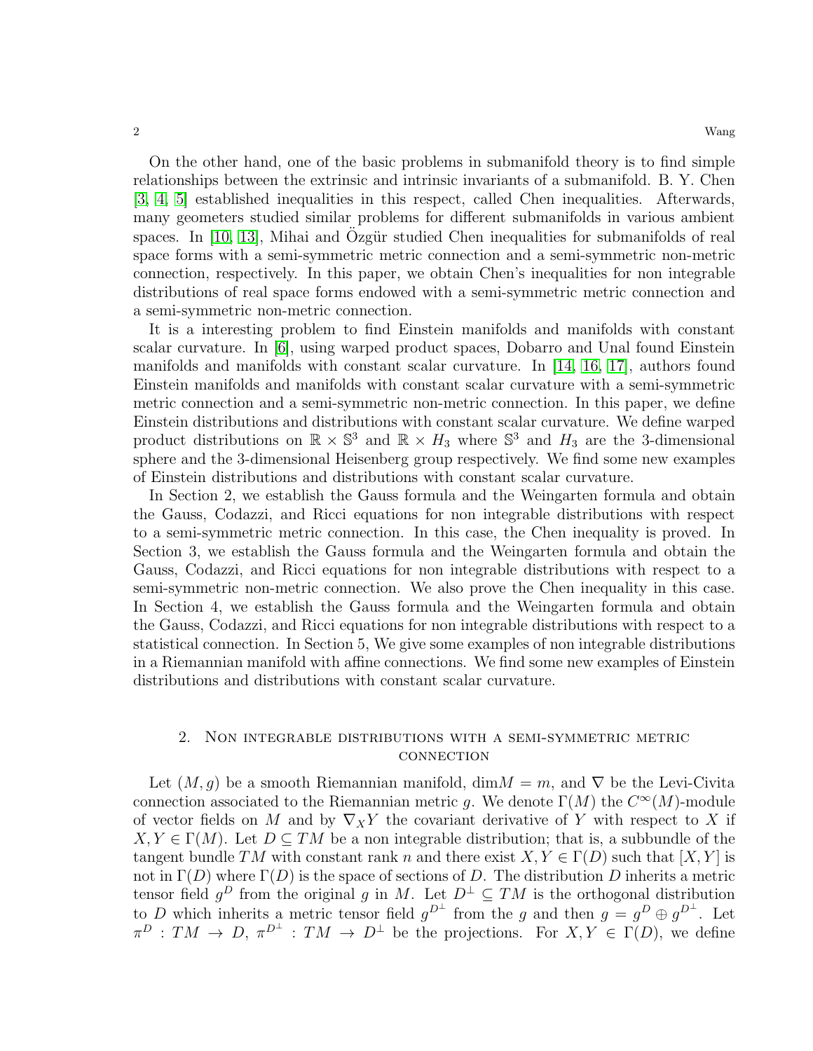On the other hand, one of the basic problems in submanifold theory is to find simple relationships between the extrinsic and intrinsic invariants of a submanifold. B. Y. Chen [3, 4, 5] established inequalities in this respect, called Chen inequalities. Afterwards, many geometers studied similar problems for different submanifolds in various ambient spaces. In [10, 13], Mihai and Özgür studied Chen inequalities for submanifolds of real space forms with a semi-symmetric metric connection and a semi-symmetric non-metric connection, respectively. In this paper, we obtain Chen's inequalities for non integrable distributions of real space forms endowed with a semi-symmetric metric connection and a semi-symmetric non-metric connection.

It is a interesting problem to find Einstein manifolds and manifolds with constant scalar curvature. In [6], using warped product spaces, Dobarro and Unal found Einstein manifolds and manifolds with constant scalar curvature. In [14, 16, 17], authors found Einstein manifolds and manifolds with constant scalar curvature with a semi-symmetric metric connection and a semi-symmetric non-metric connection. In this paper, we define Einstein distributions and distributions with constant scalar curvature. We define warped product distributions on $\mathbb{R} \times \mathbb{S}^3$ and $\mathbb{R} \times H_3$ where $\mathbb{S}^3$ and $H_3$ are the 3-dimensional sphere and the 3-dimensional Heisenberg group respectively. We find some new examples of Einstein distributions and distributions with constant scalar curvature.

In Section 2, we establish the Gauss formula and the Weingarten formula and obtain the Gauss, Codazzi, and Ricci equations for non integrable distributions with respect to a semi-symmetric metric connection. In this case, the Chen inequality is proved. In Section 3, we establish the Gauss formula and the Weingarten formula and obtain the Gauss, Codazzi, and Ricci equations for non integrable distributions with respect to a semi-symmetric non-metric connection. We also prove the Chen inequality in this case. In Section 4, we establish the Gauss formula and the Weingarten formula and obtain the Gauss, Codazzi, and Ricci equations for non integrable distributions with respect to a statistical connection. In Section 5, We give some examples of non integrable distributions in a Riemannian manifold with affine connections. We find some new examples of Einstein distributions and distributions with constant scalar curvature.

## 2. Non integrable distributions with a semi-symmetric metric connection

Let $(M, g)$ be a smooth Riemannian manifold, $\dim M = m$, and $\nabla$ be the Levi-Civita connection associated to the Riemannian metric $g$. We denote $\Gamma(M)$ the $C^\infty(M)$-module of vector fields on $M$ and by $\nabla_X Y$ the covariant derivative of $Y$ with respect to $X$ if $X, Y \in \Gamma(M)$. Let $D \subseteq TM$ be a non integrable distribution; that is, a subbundle of the tangent bundle $TM$ with constant rank $n$ and there exist $X, Y \in \Gamma(D)$ such that $[X, Y]$ is not in $\Gamma(D)$ where $\Gamma(D)$ is the space of sections of $D$. The distribution $D$ inherits a metric tensor field $g^D$ from the original $g$ in $M$. Let $D^\perp \subseteq TM$ is the orthogonal distribution to $D$ which inherits a metric tensor field $g^{D^\perp}$ from the $g$ and then $g = g^D \oplus g^{D^\perp}$. Let $\pi^D : TM \to D$, $\pi^{D^\perp} : TM \to D^\perp$ be the projections. For $X, Y \in \Gamma(D)$, we define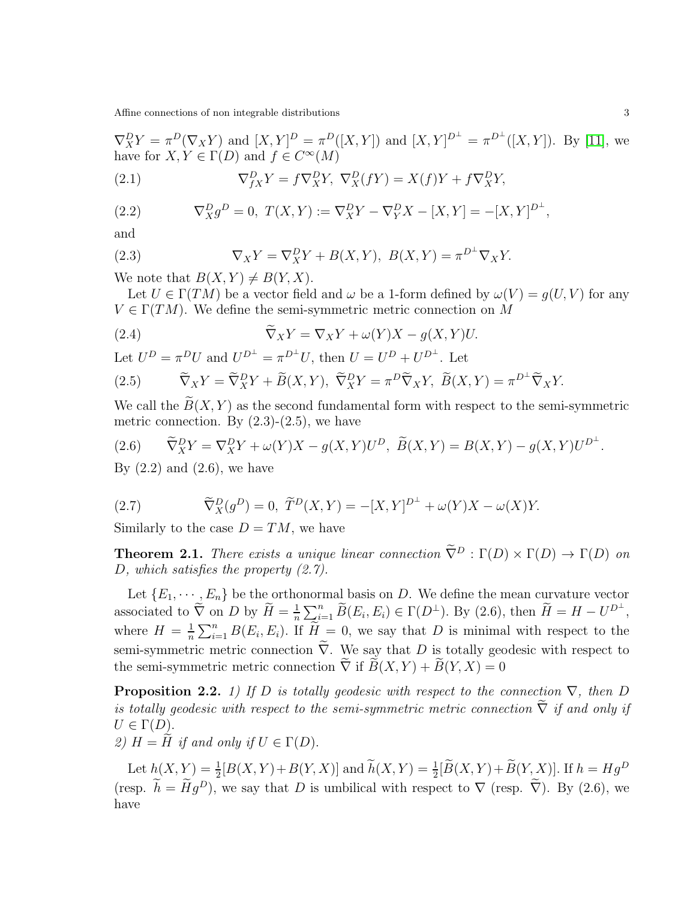$\nabla^D_X Y = \pi^D(\nabla_X Y)$ and $[X,Y]^D = \pi^D([X,Y])$ and $[X,Y]^{D^\perp} = \pi^{D^\perp}([X,Y])$. By [11], we have for $X, Y \in \Gamma(D)$ and $f \in C^\infty(M)$

$$\nabla^D_{fX} Y = f\nabla^D_X Y,\ \nabla^D_X(fY) = X(f)Y + f\nabla^D_X Y, \tag{2.1}$$

$$\nabla^D_X g^D = 0,\ T(X,Y) := \nabla^D_X Y - \nabla^D_Y X - [X,Y] = -[X,Y]^{D^\perp}, \tag{2.2}$$

and

$$\nabla_X Y = \nabla^D_X Y + B(X,Y),\ B(X,Y) = \pi^{D^\perp}\nabla_X Y. \tag{2.3}$$

We note that $B(X,Y) \neq B(Y,X)$.

Let $U \in \Gamma(TM)$ be a vector field and $\omega$ be a 1-form defined by $\omega(V) = g(U,V)$ for any $V \in \Gamma(TM)$. We define the semi-symmetric metric connection on $M$

$$\widetilde{\nabla}_X Y = \nabla_X Y + \omega(Y)X - g(X,Y)U. \tag{2.4}$$

Let $U^D = \pi^D U$ and $U^{D^\perp} = \pi^{D^\perp} U$, then $U = U^D + U^{D^\perp}$. Let

$$\widetilde{\nabla}_X Y = \widetilde{\nabla}^D_X Y + \widetilde{B}(X,Y),\ \widetilde{\nabla}^D_X Y = \pi^D \widetilde{\nabla}_X Y,\ \widetilde{B}(X,Y) = \pi^{D^\perp}\widetilde{\nabla}_X Y. \tag{2.5}$$

We call the $\widetilde{B}(X,Y)$ as the second fundamental form with respect to the semi-symmetric metric connection. By (2.3)-(2.5), we have

$$\widetilde{\nabla}^D_X Y = \nabla^D_X Y + \omega(Y)X - g(X,Y)U^D,\ \widetilde{B}(X,Y) = B(X,Y) - g(X,Y)U^{D^\perp}. \tag{2.6}$$

By (2.2) and (2.6), we have

$$\widetilde{\nabla}^D_X(g^D) = 0,\ \widetilde{T}^D(X,Y) = -[X,Y]^{D^\perp} + \omega(Y)X - \omega(X)Y. \tag{2.7}$$

Similarly to the case $D = TM$, we have

**Theorem 2.1.** *There exists a unique linear connection $\widetilde{\nabla}^D : \Gamma(D) \times \Gamma(D) \to \Gamma(D)$ on $D$, which satisfies the property (2.7).*

Let $\{E_1, \cdots, E_n\}$ be the orthonormal basis on $D$. We define the mean curvature vector associated to $\widetilde{\nabla}$ on $D$ by $\widetilde{H} = \frac{1}{n}\sum_{i=1}^n \widetilde{B}(E_i,E_i) \in \Gamma(D^\perp)$. By (2.6), then $\widetilde{H} = H - U^{D^\perp}$, where $H = \frac{1}{n}\sum_{i=1}^n B(E_i,E_i)$. If $\widetilde{H} = 0$, we say that $D$ is minimal with respect to the semi-symmetric metric connection $\widetilde{\nabla}$. We say that $D$ is totally geodesic with respect to the semi-symmetric metric connection $\widetilde{\nabla}$ if $\widetilde{B}(X,Y) + \widetilde{B}(Y,X) = 0$

**Proposition 2.2.** *1) If $D$ is totally geodesic with respect to the connection $\nabla$, then $D$ is totally geodesic with respect to the semi-symmetric metric connection $\widetilde{\nabla}$ if and only if $U \in \Gamma(D)$.*
*2) $H = \widetilde{H}$ if and only if $U \in \Gamma(D)$.*

Let $h(X,Y) = \frac{1}{2}[B(X,Y) + B(Y,X)]$ and $\widetilde{h}(X,Y) = \frac{1}{2}[\widetilde{B}(X,Y) + \widetilde{B}(Y,X)]$. If $h = Hg^D$ (resp. $\widetilde{h} = \widetilde{H}g^D$), we say that $D$ is umbilical with respect to $\nabla$ (resp. $\widetilde{\nabla}$). By (2.6), we have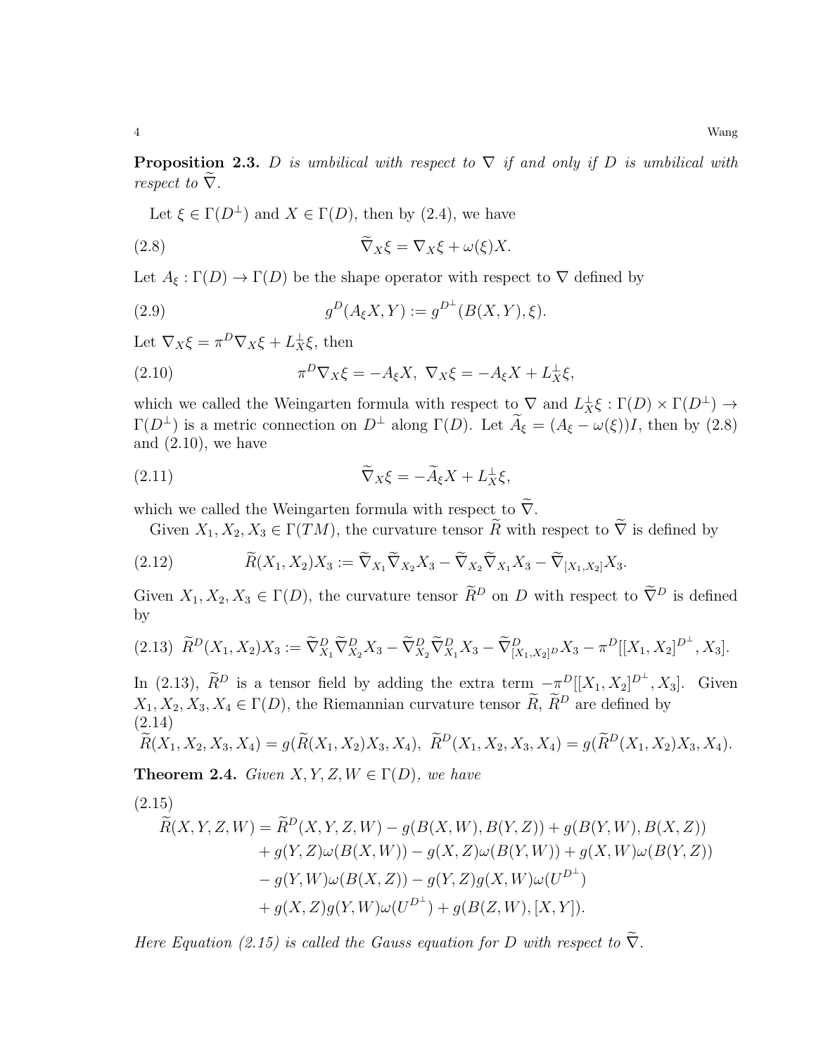**Proposition 2.3.** *$D$ is umbilical with respect to $\nabla$ if and only if $D$ is umbilical with respect to $\widetilde{\nabla}$.*

Let $\xi \in \Gamma(D^{\perp})$ and $X \in \Gamma(D)$, then by (2.4), we have

$$\widetilde{\nabla}_X \xi = \nabla_X \xi + \omega(\xi) X. \tag{2.8}$$

Let $A_\xi : \Gamma(D) \to \Gamma(D)$ be the shape operator with respect to $\nabla$ defined by

$$g^D(A_\xi X, Y) := g^{D^{\perp}}(B(X,Y), \xi). \tag{2.9}$$

Let $\nabla_X \xi = \pi^D \nabla_X \xi + L^{\perp}_X \xi$, then

$$\pi^D \nabla_X \xi = -A_\xi X, \ \nabla_X \xi = -A_\xi X + L^{\perp}_X \xi, \tag{2.10}$$

which we called the Weingarten formula with respect to $\nabla$ and $L^{\perp}_X \xi : \Gamma(D) \times \Gamma(D^{\perp}) \to \Gamma(D^{\perp})$ is a metric connection on $D^{\perp}$ along $\Gamma(D)$. Let $\widetilde{A}_\xi = (A_\xi - \omega(\xi))I$, then by (2.8) and (2.10), we have

$$\widetilde{\nabla}_X \xi = -\widetilde{A}_\xi X + L^{\perp}_X \xi, \tag{2.11}$$

which we called the Weingarten formula with respect to $\widetilde{\nabla}$.

Given $X_1, X_2, X_3 \in \Gamma(TM)$, the curvature tensor $\widetilde{R}$ with respect to $\widetilde{\nabla}$ is defined by

$$\widetilde{R}(X_1, X_2)X_3 := \widetilde{\nabla}_{X_1}\widetilde{\nabla}_{X_2}X_3 - \widetilde{\nabla}_{X_2}\widetilde{\nabla}_{X_1}X_3 - \widetilde{\nabla}_{[X_1,X_2]}X_3. \tag{2.12}$$

Given $X_1, X_2, X_3 \in \Gamma(D)$, the curvature tensor $\widetilde{R}^D$ on $D$ with respect to $\widetilde{\nabla}^D$ is defined by

$$\widetilde{R}^D(X_1, X_2)X_3 := \widetilde{\nabla}^D_{X_1}\widetilde{\nabla}^D_{X_2}X_3 - \widetilde{\nabla}^D_{X_2}\widetilde{\nabla}^D_{X_1}X_3 - \widetilde{\nabla}^D_{[X_1,X_2]^D}X_3 - \pi^D[[X_1,X_2]^{D^{\perp}}, X_3]. \tag{2.13}$$

In (2.13), $\widetilde{R}^D$ is a tensor field by adding the extra term $-\pi^D[[X_1,X_2]^{D^{\perp}}, X_3]$. Given $X_1, X_2, X_3, X_4 \in \Gamma(D)$, the Riemannian curvature tensor $\widetilde{R}$, $\widetilde{R}^D$ are defined by

$$\widetilde{R}(X_1, X_2, X_3, X_4) = g(\widetilde{R}(X_1, X_2)X_3, X_4), \ \widetilde{R}^D(X_1, X_2, X_3, X_4) = g(\widetilde{R}^D(X_1, X_2)X_3, X_4). \tag{2.14}$$

**Theorem 2.4.** *Given $X, Y, Z, W \in \Gamma(D)$, we have*

$$\begin{aligned}
\widetilde{R}(X,Y,Z,W) = {} & \widetilde{R}^D(X,Y,Z,W) - g(B(X,W), B(Y,Z)) + g(B(Y,W), B(X,Z)) \\
& + g(Y,Z)\omega(B(X,W)) - g(X,Z)\omega(B(Y,W)) + g(X,W)\omega(B(Y,Z)) \\
& - g(Y,W)\omega(B(X,Z)) - g(Y,Z)g(X,W)\omega(U^{D^{\perp}}) \\
& + g(X,Z)g(Y,W)\omega(U^{D^{\perp}}) + g(B(Z,W), [X,Y]).
\end{aligned} \tag{2.15}$$

*Here Equation (2.15) is called the Gauss equation for $D$ with respect to $\widetilde{\nabla}$.*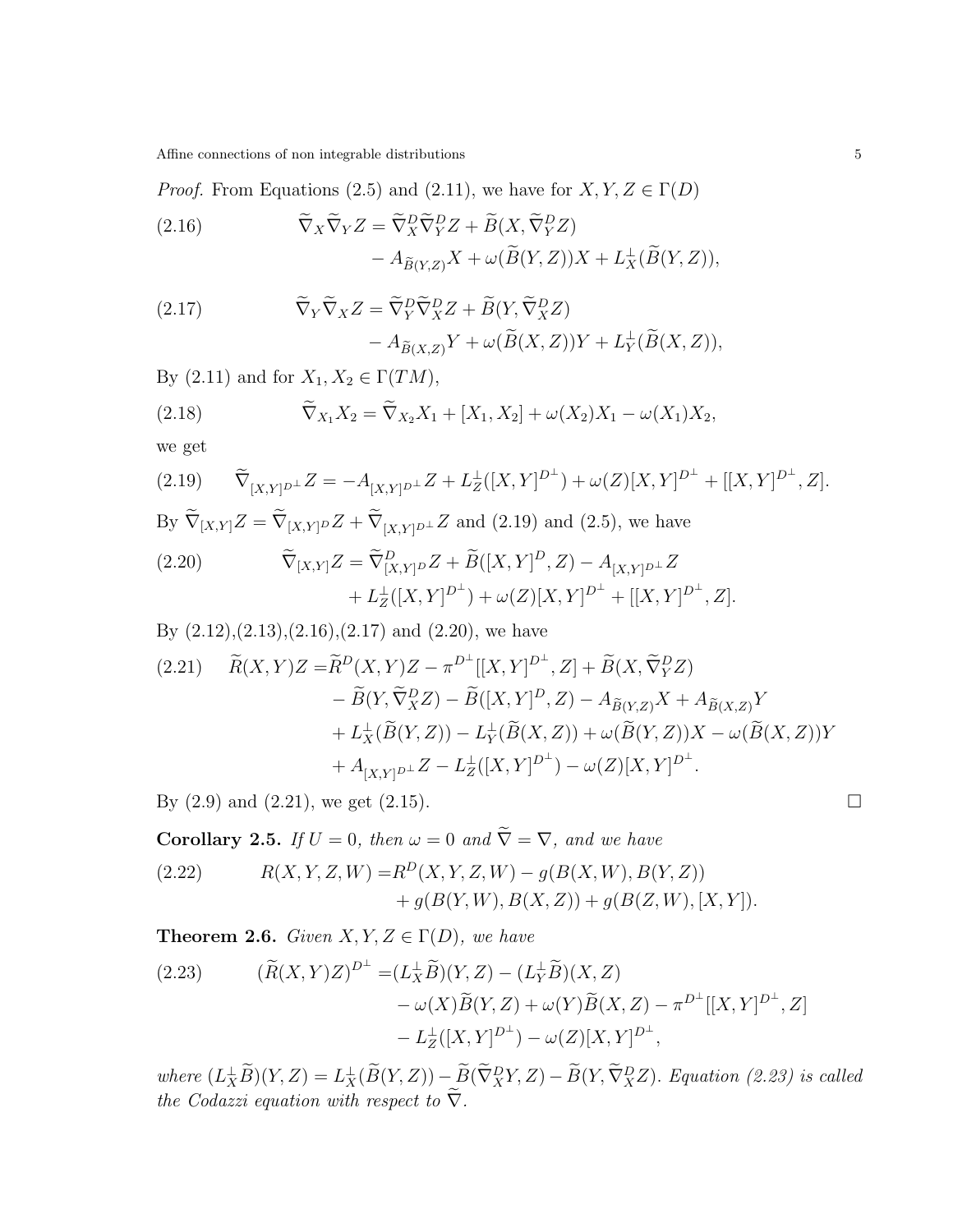*Proof.* From Equations (2.5) and (2.11), we have for $X, Y, Z \in \Gamma(D)$

$$
\begin{aligned}
\widetilde{\nabla}_X \widetilde{\nabla}_Y Z = \widetilde{\nabla}^D_X \widetilde{\nabla}^D_Y Z + \widetilde{B}(X, \widetilde{\nabla}^D_Y Z) \\
- A_{\widetilde{B}(Y,Z)} X + \omega(\widetilde{B}(Y, Z))X + L^{\perp}_X(\widetilde{B}(Y, Z)),
\end{aligned} \tag{2.16}
$$

$$
\begin{aligned}
\widetilde{\nabla}_Y \widetilde{\nabla}_X Z = \widetilde{\nabla}^D_Y \widetilde{\nabla}^D_X Z + \widetilde{B}(Y, \widetilde{\nabla}^D_X Z) \\
- A_{\widetilde{B}(X,Z)} Y + \omega(\widetilde{B}(X, Z))Y + L^{\perp}_Y(\widetilde{B}(X, Z)),
\end{aligned} \tag{2.17}
$$

By (2.11) and for $X_1, X_2 \in \Gamma(TM)$,

$$
\widetilde{\nabla}_{X_1} X_2 = \widetilde{\nabla}_{X_2} X_1 + [X_1, X_2] + \omega(X_2)X_1 - \omega(X_1)X_2, \tag{2.18}
$$

we get

$$
\widetilde{\nabla}_{[X,Y]^{D^\perp}} Z = -A_{[X,Y]^{D^\perp}} Z + L^{\perp}_Z([X, Y]^{D^\perp}) + \omega(Z)[X, Y]^{D^\perp} + [[X, Y]^{D^\perp}, Z]. \tag{2.19}
$$

By $\widetilde{\nabla}_{[X,Y]} Z = \widetilde{\nabla}_{[X,Y]^D} Z + \widetilde{\nabla}_{[X,Y]^{D^\perp}} Z$ and (2.19) and (2.5), we have

$$
\begin{aligned}
\widetilde{\nabla}_{[X,Y]} Z = \widetilde{\nabla}^D_{[X,Y]^D} Z + \widetilde{B}([X, Y]^D, Z) - A_{[X,Y]^{D^\perp}} Z \\
+ L^{\perp}_Z([X, Y]^{D^\perp}) + \omega(Z)[X, Y]^{D^\perp} + [[X, Y]^{D^\perp}, Z].
\end{aligned} \tag{2.20}
$$

By (2.12),(2.13),(2.16),(2.17) and (2.20), we have

$$
\begin{aligned}
\widetilde{R}(X, Y)Z =& \widetilde{R}^D(X, Y)Z - \pi^{D^\perp}[[X, Y]^{D^\perp}, Z] + \widetilde{B}(X, \widetilde{\nabla}^D_Y Z) \\
&- \widetilde{B}(Y, \widetilde{\nabla}^D_X Z) - \widetilde{B}([X, Y]^D, Z) - A_{\widetilde{B}(Y,Z)} X + A_{\widetilde{B}(X,Z)} Y \\
&+ L^{\perp}_X(\widetilde{B}(Y, Z)) - L^{\perp}_Y(\widetilde{B}(X, Z)) + \omega(\widetilde{B}(Y, Z))X - \omega(\widetilde{B}(X, Z))Y \\
&+ A_{[X,Y]^{D^\perp}} Z - L^{\perp}_Z([X, Y]^{D^\perp}) - \omega(Z)[X, Y]^{D^\perp}.
\end{aligned} \tag{2.21}
$$

By (2.9) and (2.21), we get (2.15). □

**Corollary 2.5.** *If $U = 0$, then $\omega = 0$ and $\widetilde{\nabla} = \nabla$, and we have*

$$
\begin{aligned}
R(X, Y, Z, W) =& R^D(X, Y, Z, W) - g(B(X, W), B(Y, Z)) \\
&+ g(B(Y, W), B(X, Z)) + g(B(Z, W), [X, Y]).
\end{aligned} \tag{2.22}
$$

**Theorem 2.6.** *Given $X, Y, Z \in \Gamma(D)$, we have*

$$
\begin{aligned}
(\widetilde{R}(X, Y)Z)^{D^\perp} =& (L^{\perp}_X \widetilde{B})(Y, Z) - (L^{\perp}_Y \widetilde{B})(X, Z) \\
&- \omega(X)\widetilde{B}(Y, Z) + \omega(Y)\widetilde{B}(X, Z) - \pi^{D^\perp}[[X, Y]^{D^\perp}, Z] \\
&- L^{\perp}_Z([X, Y]^{D^\perp}) - \omega(Z)[X, Y]^{D^\perp},
\end{aligned} \tag{2.23}
$$

*where $(L^{\perp}_X \widetilde{B})(Y, Z) = L^{\perp}_X(\widetilde{B}(Y, Z)) - \widetilde{B}(\widetilde{\nabla}^D_X Y, Z) - \widetilde{B}(Y, \widetilde{\nabla}^D_X Z)$. Equation (2.23) is called the Codazzi equation with respect to $\widetilde{\nabla}$.*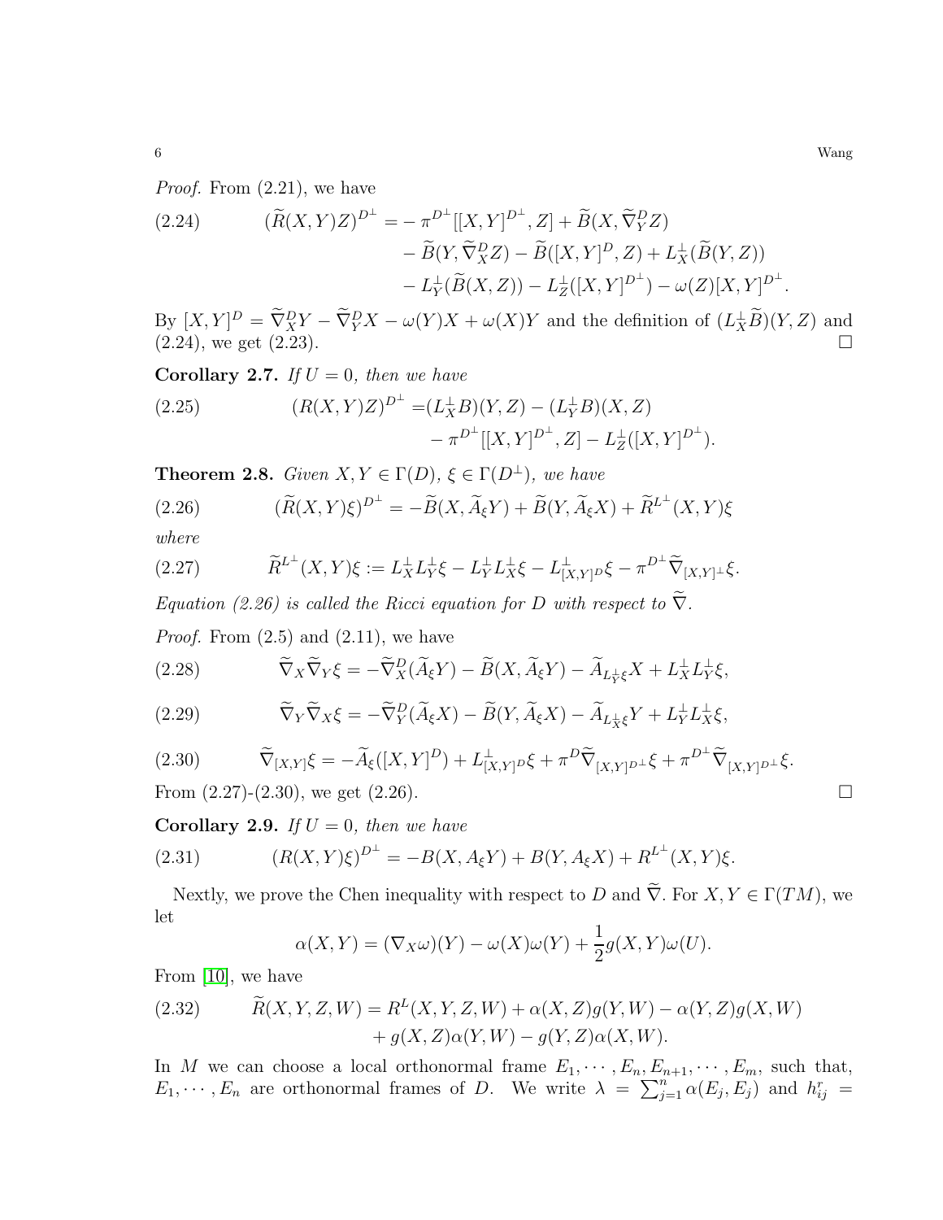*Proof.* From (2.21), we have

$$
\begin{aligned}
(\widetilde{R}(X,Y)Z)^{D^\perp} =& -\pi^{D^\perp}[[X,Y]^{D^\perp},Z] + \widetilde{B}(X,\widetilde{\nabla}^D_Y Z) \\
& - \widetilde{B}(Y,\widetilde{\nabla}^D_X Z) - \widetilde{B}([X,Y]^D,Z) + L^\perp_X(\widetilde{B}(Y,Z)) \\
& - L^\perp_Y(\widetilde{B}(X,Z)) - L^\perp_Z([X,Y]^{D^\perp}) - \omega(Z)[X,Y]^{D^\perp}.
\end{aligned} \tag{2.24}
$$

By $[X,Y]^D = \widetilde{\nabla}^D_X Y - \widetilde{\nabla}^D_Y X - \omega(Y)X + \omega(X)Y$ and the definition of $(L^\perp_X \widetilde{B})(Y,Z)$ and (2.24), we get (2.23). $\square$

**Corollary 2.7.** *If $U=0$, then we have*

$$
\begin{aligned}
(R(X,Y)Z)^{D^\perp} =& (L^\perp_X B)(Y,Z) - (L^\perp_Y B)(X,Z) \\
& - \pi^{D^\perp}[[X,Y]^{D^\perp},Z] - L^\perp_Z([X,Y]^{D^\perp}).
\end{aligned} \tag{2.25}
$$

**Theorem 2.8.** *Given $X,Y \in \Gamma(D)$, $\xi \in \Gamma(D^\perp)$, we have*

$$
(\widetilde{R}(X,Y)\xi)^{D^\perp} = -\widetilde{B}(X,\widetilde{A}_\xi Y) + \widetilde{B}(Y,\widetilde{A}_\xi X) + \widetilde{R}^{L^\perp}(X,Y)\xi \tag{2.26}
$$

*where*

$$
\widetilde{R}^{L^\perp}(X,Y)\xi := L^\perp_X L^\perp_Y \xi - L^\perp_Y L^\perp_X \xi - L^\perp_{[X,Y]^D}\xi - \pi^{D^\perp}\widetilde{\nabla}_{[X,Y]^\perp}\xi. \tag{2.27}
$$

*Equation (2.26) is called the Ricci equation for $D$ with respect to $\widetilde{\nabla}$.*

*Proof.* From (2.5) and (2.11), we have

$$
\widetilde{\nabla}_X \widetilde{\nabla}_Y \xi = -\widetilde{\nabla}^D_X(\widetilde{A}_\xi Y) - \widetilde{B}(X,\widetilde{A}_\xi Y) - \widetilde{A}_{L^\perp_Y \xi}X + L^\perp_X L^\perp_Y \xi, \tag{2.28}
$$

$$
\widetilde{\nabla}_Y \widetilde{\nabla}_X \xi = -\widetilde{\nabla}^D_Y(\widetilde{A}_\xi X) - \widetilde{B}(Y,\widetilde{A}_\xi X) - \widetilde{A}_{L^\perp_X \xi}Y + L^\perp_Y L^\perp_X \xi, \tag{2.29}
$$

$$
\widetilde{\nabla}_{[X,Y]}\xi = -\widetilde{A}_\xi([X,Y]^D) + L^\perp_{[X,Y]^D}\xi + \pi^D \widetilde{\nabla}_{[X,Y]^{D^\perp}}\xi + \pi^{D^\perp}\widetilde{\nabla}_{[X,Y]^{D^\perp}}\xi. \tag{2.30}
$$

From (2.27)-(2.30), we get (2.26). $\square$

**Corollary 2.9.** *If $U=0$, then we have*

$$
(R(X,Y)\xi)^{D^\perp} = -B(X,A_\xi Y) + B(Y,A_\xi X) + R^{L^\perp}(X,Y)\xi. \tag{2.31}
$$

Nextly, we prove the Chen inequality with respect to $D$ and $\widetilde{\nabla}$. For $X,Y \in \Gamma(TM)$, we let

$$
\alpha(X,Y) = (\nabla_X \omega)(Y) - \omega(X)\omega(Y) + \frac{1}{2}g(X,Y)\omega(U).
$$

From [10], we have

$$
\begin{aligned}
\widetilde{R}(X,Y,Z,W) =& R^L(X,Y,Z,W) + \alpha(X,Z)g(Y,W) - \alpha(Y,Z)g(X,W) \\
& + g(X,Z)\alpha(Y,W) - g(Y,Z)\alpha(X,W).
\end{aligned} \tag{2.32}
$$

In $M$ we can choose a local orthonormal frame $E_1,\cdots,E_n,E_{n+1},\cdots,E_m$, such that, $E_1,\cdots,E_n$ are orthonormal frames of $D$. We write $\lambda = \sum_{j=1}^n \alpha(E_j,E_j)$ and $h^r_{ij} =$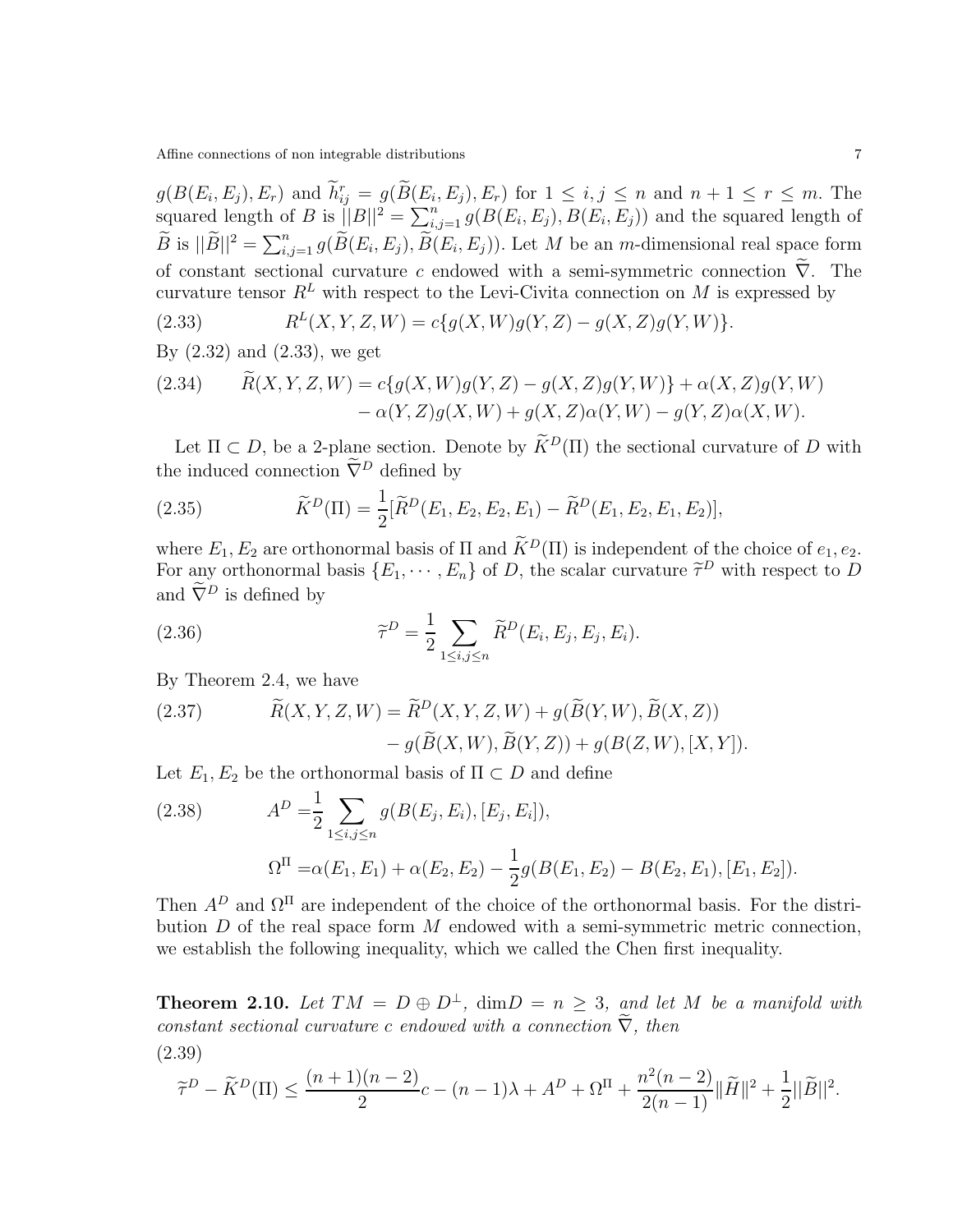$g(B(E_i, E_j), E_r)$ and $\widetilde{h}_{ij}^r = g(\widetilde{B}(E_i, E_j), E_r)$ for $1 \leq i, j \leq n$ and $n+1 \leq r \leq m$. The squared length of $B$ is $||B||^2 = \sum_{i,j=1}^n g(B(E_i, E_j), B(E_i, E_j))$ and the squared length of $\widetilde{B}$ is $||\widetilde{B}||^2 = \sum_{i,j=1}^n g(\widetilde{B}(E_i, E_j), \widetilde{B}(E_i, E_j))$. Let $M$ be an $m$-dimensional real space form of constant sectional curvature $c$ endowed with a semi-symmetric connection $\widetilde{\nabla}$. The curvature tensor $R^L$ with respect to the Levi-Civita connection on $M$ is expressed by

$$R^L(X, Y, Z, W) = c\{g(X, W)g(Y, Z) - g(X, Z)g(Y, W)\}. \tag{2.33}$$

By (2.32) and (2.33), we get

$$\begin{aligned}\widetilde{R}(X, Y, Z, W) = {} & c\{g(X, W)g(Y, Z) - g(X, Z)g(Y, W)\} + \alpha(X, Z)g(Y, W) \\ & - \alpha(Y, Z)g(X, W) + g(X, Z)\alpha(Y, W) - g(Y, Z)\alpha(X, W).\end{aligned} \tag{2.34}$$

Let $\Pi \subset D$, be a 2-plane section. Denote by $\widetilde{K}^D(\Pi)$ the sectional curvature of $D$ with the induced connection $\widetilde{\nabla}^D$ defined by

$$\widetilde{K}^D(\Pi) = \frac{1}{2}[\widetilde{R}^D(E_1, E_2, E_2, E_1) - \widetilde{R}^D(E_1, E_2, E_1, E_2)], \tag{2.35}$$

where $E_1, E_2$ are orthonormal basis of $\Pi$ and $\widetilde{K}^D(\Pi)$ is independent of the choice of $e_1, e_2$. For any orthonormal basis $\{E_1, \cdots, E_n\}$ of $D$, the scalar curvature $\widetilde{\tau}^D$ with respect to $D$ and $\widetilde{\nabla}^D$ is defined by

$$\widetilde{\tau}^D = \frac{1}{2} \sum_{1 \leq i,j \leq n} \widetilde{R}^D(E_i, E_j, E_j, E_i). \tag{2.36}$$

By Theorem 2.4, we have

$$\begin{aligned}\widetilde{R}(X, Y, Z, W) = {} & \widetilde{R}^D(X, Y, Z, W) + g(\widetilde{B}(Y, W), \widetilde{B}(X, Z)) \\ & - g(\widetilde{B}(X, W), \widetilde{B}(Y, Z)) + g(B(Z, W), [X, Y]).\end{aligned} \tag{2.37}$$

Let $E_1, E_2$ be the orthonormal basis of $\Pi \subset D$ and define

$$\begin{aligned} A^D = {} & \frac{1}{2} \sum_{1 \leq i,j \leq n} g(B(E_j, E_i), [E_j, E_i]), \\ \Omega^\Pi = {} & \alpha(E_1, E_1) + \alpha(E_2, E_2) - \frac{1}{2} g(B(E_1, E_2) - B(E_2, E_1), [E_1, E_2]). \end{aligned} \tag{2.38}$$

Then $A^D$ and $\Omega^\Pi$ are independent of the choice of the orthonormal basis. For the distribution $D$ of the real space form $M$ endowed with a semi-symmetric metric connection, we establish the following inequality, which we called the Chen first inequality.

**Theorem 2.10.** *Let $TM = D \oplus D^\perp$, $\dim D = n \geq 3$, and let $M$ be a manifold with constant sectional curvature $c$ endowed with a connection $\widetilde{\nabla}$, then*

$$\widetilde{\tau}^D - \widetilde{K}^D(\Pi) \leq \frac{(n+1)(n-2)}{2}c - (n-1)\lambda + A^D + \Omega^\Pi + \frac{n^2(n-2)}{2(n-1)}\|\widetilde{H}\|^2 + \frac{1}{2}||\widetilde{B}||^2. \tag{2.39}$$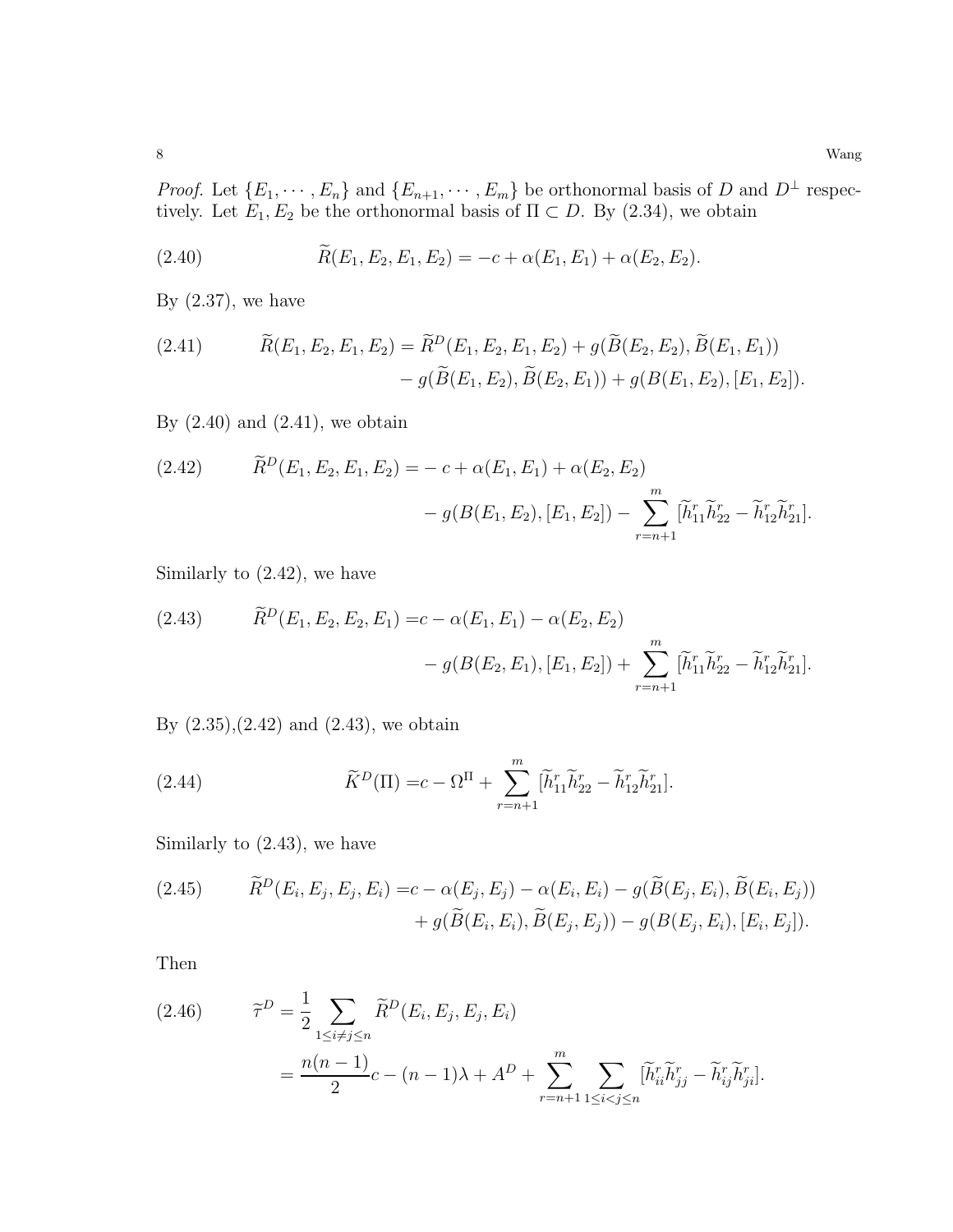*Proof.* Let $\{E_1, \cdots, E_n\}$ and $\{E_{n+1}, \cdots, E_m\}$ be orthonormal basis of $D$ and $D^{\perp}$ respectively. Let $E_1, E_2$ be the orthonormal basis of $\Pi \subset D$. By (2.34), we obtain

$$\widetilde{R}(E_1, E_2, E_1, E_2) = -c + \alpha(E_1, E_1) + \alpha(E_2, E_2). \tag{2.40}$$

By (2.37), we have

$$\begin{aligned}\widetilde{R}(E_1, E_2, E_1, E_2) = \widetilde{R}^D(E_1, E_2, E_1, E_2) &+ g(\widetilde{B}(E_2, E_2), \widetilde{B}(E_1, E_1)) \\ &- g(\widetilde{B}(E_1, E_2), \widetilde{B}(E_2, E_1)) + g(B(E_1, E_2), [E_1, E_2]).\end{aligned} \tag{2.41}$$

By (2.40) and (2.41), we obtain

$$\begin{aligned}\widetilde{R}^D(E_1, E_2, E_1, E_2) = &- c + \alpha(E_1, E_1) + \alpha(E_2, E_2) \\ &- g(B(E_1, E_2), [E_1, E_2]) - \sum_{r=n+1}^{m} [\widetilde{h}_{11}^r \widetilde{h}_{22}^r - \widetilde{h}_{12}^r \widetilde{h}_{21}^r].\end{aligned} \tag{2.42}$$

Similarly to (2.42), we have

$$\begin{aligned}\widetilde{R}^D(E_1, E_2, E_2, E_1) = &c - \alpha(E_1, E_1) - \alpha(E_2, E_2) \\ &- g(B(E_2, E_1), [E_1, E_2]) + \sum_{r=n+1}^{m} [\widetilde{h}_{11}^r \widetilde{h}_{22}^r - \widetilde{h}_{12}^r \widetilde{h}_{21}^r].\end{aligned} \tag{2.43}$$

By (2.35),(2.42) and (2.43), we obtain

$$\widetilde{K}^D(\Pi) = c - \Omega^{\Pi} + \sum_{r=n+1}^{m} [\widetilde{h}_{11}^r \widetilde{h}_{22}^r - \widetilde{h}_{12}^r \widetilde{h}_{21}^r]. \tag{2.44}$$

Similarly to (2.43), we have

$$\begin{aligned}\widetilde{R}^D(E_i, E_j, E_j, E_i) = &c - \alpha(E_j, E_j) - \alpha(E_i, E_i) - g(\widetilde{B}(E_j, E_i), \widetilde{B}(E_i, E_j)) \\ &+ g(\widetilde{B}(E_i, E_i), \widetilde{B}(E_j, E_j)) - g(B(E_j, E_i), [E_i, E_j]).\end{aligned} \tag{2.45}$$

Then

$$\begin{aligned}\widetilde{\tau}^D &= \frac{1}{2} \sum_{1 \leq i \neq j \leq n} \widetilde{R}^D(E_i, E_j, E_j, E_i) \\ &= \frac{n(n-1)}{2} c - (n-1)\lambda + A^D + \sum_{r=n+1}^{m} \sum_{1 \leq i < j \leq n} [\widetilde{h}_{ii}^r \widetilde{h}_{jj}^r - \widetilde{h}_{ij}^r \widetilde{h}_{ji}^r].\end{aligned} \tag{2.46}$$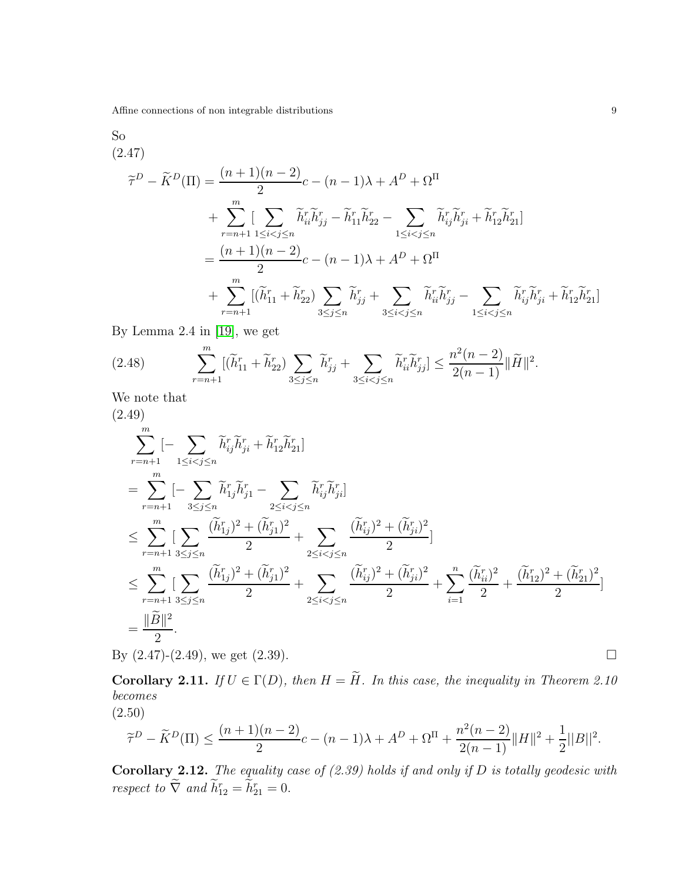So

(2.47)

$$
\begin{aligned}
\widetilde{\tau}^D - \widetilde{K}^D(\Pi) &= \frac{(n+1)(n-2)}{2}c - (n-1)\lambda + A^D + \Omega^\Pi \\
&\quad + \sum_{r=n+1}^{m} [\sum_{1\leq i<j\leq n} \widetilde{h}^r_{ii}\widetilde{h}^r_{jj} - \widetilde{h}^r_{11}\widetilde{h}^r_{22} - \sum_{1\leq i<j\leq n} \widetilde{h}^r_{ij}\widetilde{h}^r_{ji} + \widetilde{h}^r_{12}\widetilde{h}^r_{21}] \\
&= \frac{(n+1)(n-2)}{2}c - (n-1)\lambda + A^D + \Omega^\Pi \\
&\quad + \sum_{r=n+1}^{m} [(\widetilde{h}^r_{11} + \widetilde{h}^r_{22}) \sum_{3\leq j\leq n} \widetilde{h}^r_{jj} + \sum_{3\leq i<j\leq n} \widetilde{h}^r_{ii}\widetilde{h}^r_{jj} - \sum_{1\leq i<j\leq n} \widetilde{h}^r_{ij}\widetilde{h}^r_{ji} + \widetilde{h}^r_{12}\widetilde{h}^r_{21}]
\end{aligned}
$$

By Lemma 2.4 in [19], we get

$$
(2.48) \qquad \sum_{r=n+1}^{m} [(\widetilde{h}^r_{11} + \widetilde{h}^r_{22}) \sum_{3\leq j\leq n} \widetilde{h}^r_{jj} + \sum_{3\leq i<j\leq n} \widetilde{h}^r_{ii}\widetilde{h}^r_{jj}] \leq \frac{n^2(n-2)}{2(n-1)} \|\widetilde{H}\|^2.
$$

We note that

(2.49)

$$
\begin{aligned}
&\sum_{r=n+1}^{m} [- \sum_{1\leq i<j\leq n} \widetilde{h}^r_{ij}\widetilde{h}^r_{ji} + \widetilde{h}^r_{12}\widetilde{h}^r_{21}] \\
&= \sum_{r=n+1}^{m} [- \sum_{3\leq j\leq n} \widetilde{h}^r_{1j}\widetilde{h}^r_{j1} - \sum_{2\leq i<j\leq n} \widetilde{h}^r_{ij}\widetilde{h}^r_{ji}] \\
&\leq \sum_{r=n+1}^{m} [\sum_{3\leq j\leq n} \frac{(\widetilde{h}^r_{1j})^2 + (\widetilde{h}^r_{j1})^2}{2} + \sum_{2\leq i<j\leq n} \frac{(\widetilde{h}^r_{ij})^2 + (\widetilde{h}^r_{ji})^2}{2}] \\
&\leq \sum_{r=n+1}^{m} [\sum_{3\leq j\leq n} \frac{(\widetilde{h}^r_{1j})^2 + (\widetilde{h}^r_{j1})^2}{2} + \sum_{2\leq i<j\leq n} \frac{(\widetilde{h}^r_{ij})^2 + (\widetilde{h}^r_{ji})^2}{2} + \sum_{i=1}^{n} \frac{(\widetilde{h}^r_{ii})^2}{2} + \frac{(\widetilde{h}^r_{12})^2 + (\widetilde{h}^r_{21})^2}{2}] \\
&= \frac{\|\widetilde{B}\|^2}{2}.
\end{aligned}
$$

By (2.47)-(2.49), we get (2.39). $\square$

**Corollary 2.11.** *If $U \in \Gamma(D)$, then $H = \widetilde{H}$. In this case, the inequality in Theorem 2.10 becomes*

(2.50)

$$
\widetilde{\tau}^D - \widetilde{K}^D(\Pi) \leq \frac{(n+1)(n-2)}{2}c - (n-1)\lambda + A^D + \Omega^\Pi + \frac{n^2(n-2)}{2(n-1)}\|H\|^2 + \frac{1}{2}||B||^2.
$$

**Corollary 2.12.** *The equality case of (2.39) holds if and only if $D$ is totally geodesic with respect to $\widetilde{\nabla}$ and $\widetilde{h}^r_{12} = \widetilde{h}^r_{21} = 0$.*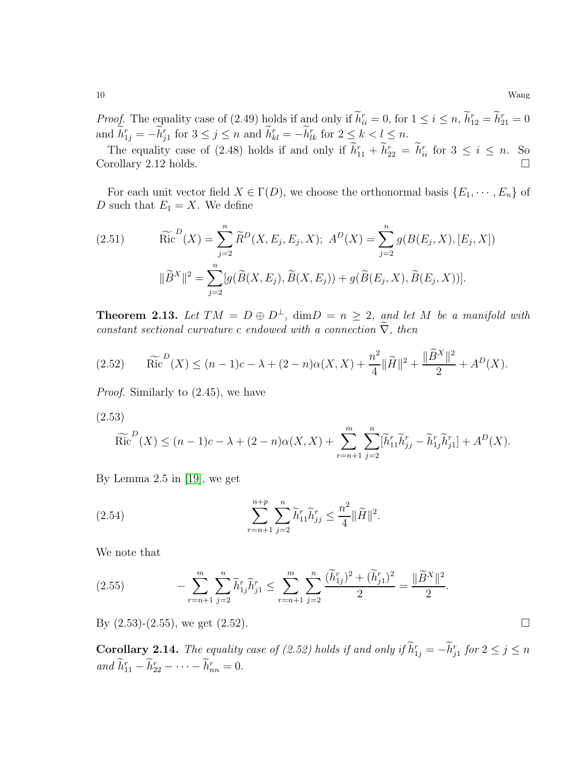*Proof.* The equality case of (2.49) holds if and only if $\widetilde{h}^r_{ii}=0$, for $1\leq i\leq n$, $\widetilde{h}^r_{12}=\widetilde{h}^r_{21}=0$ and $\widetilde{h}^r_{1j}=-\widetilde{h}^r_{j1}$ for $3\leq j\leq n$ and $\widetilde{h}^r_{kl}=-\widetilde{h}^r_{lk}$ for $2\leq k<l\leq n$.

The equality case of (2.48) holds if and only if $\widetilde{h}^r_{11}+\widetilde{h}^r_{22}=\widetilde{h}^r_{ii}$ for $3\leq i\leq n$. So Corollary 2.12 holds. □

For each unit vector field $X\in\Gamma(D)$, we choose the orthonormal basis $\{E_1,\cdots,E_n\}$ of $D$ such that $E_1=X$. We define

$$
\begin{aligned}
(2.51)\qquad &\widetilde{\mathrm{Ric}}^D(X)=\sum_{j=2}^n\widetilde{R}^D(X,E_j,E_j,X);\ A^D(X)=\sum_{j=2}^n g(B(E_j,X),[E_j,X])\\
&\|\widetilde{B}^X\|^2=\sum_{j=2}^n[g(\widetilde{B}(X,E_j),\widetilde{B}(X,E_j))+g(\widetilde{B}(E_j,X),\widetilde{B}(E_j,X))].
\end{aligned}
$$

**Theorem 2.13.** *Let $TM=D\oplus D^\perp$, $\dim D=n\geq 2$, and let $M$ be a manifold with constant sectional curvature $c$ endowed with a connection $\widetilde{\nabla}$, then*

$$
(2.52)\qquad \widetilde{\mathrm{Ric}}^D(X)\leq (n-1)c-\lambda+(2-n)\alpha(X,X)+\frac{n^2}{4}\|\widetilde{H}\|^2+\frac{\|\widetilde{B}^X\|^2}{2}+A^D(X).
$$

*Proof.* Similarly to (2.45), we have

(2.53)
$$
\widetilde{\mathrm{Ric}}^D(X)\leq (n-1)c-\lambda+(2-n)\alpha(X,X)+\sum_{r=n+1}^m\sum_{j=2}^n[\widetilde{h}^r_{11}\widetilde{h}^r_{jj}-\widetilde{h}^r_{1j}\widetilde{h}^r_{j1}]+A^D(X).
$$

By Lemma 2.5 in [19], we get

$$
(2.54)\qquad \sum_{r=n+1}^{n+p}\sum_{j=2}^n\widetilde{h}^r_{11}\widetilde{h}^r_{jj}\leq\frac{n^2}{4}\|\widetilde{H}\|^2.
$$

We note that

$$
(2.55)\qquad -\sum_{r=n+1}^m\sum_{j=2}^n\widetilde{h}^r_{1j}\widetilde{h}^r_{j1}\leq\sum_{r=n+1}^m\sum_{j=2}^n\frac{(\widetilde{h}^r_{1j})^2+(\widetilde{h}^r_{j1})^2}{2}=\frac{\|\widetilde{B}^X\|^2}{2}.
$$

By (2.53)-(2.55), we get (2.52). □

**Corollary 2.14.** *The equality case of (2.52) holds if and only if $\widetilde{h}^r_{1j}=-\widetilde{h}^r_{j1}$ for $2\leq j\leq n$ and $\widetilde{h}^r_{11}-\widetilde{h}^r_{22}-\cdots-\widetilde{h}^r_{nn}=0$.*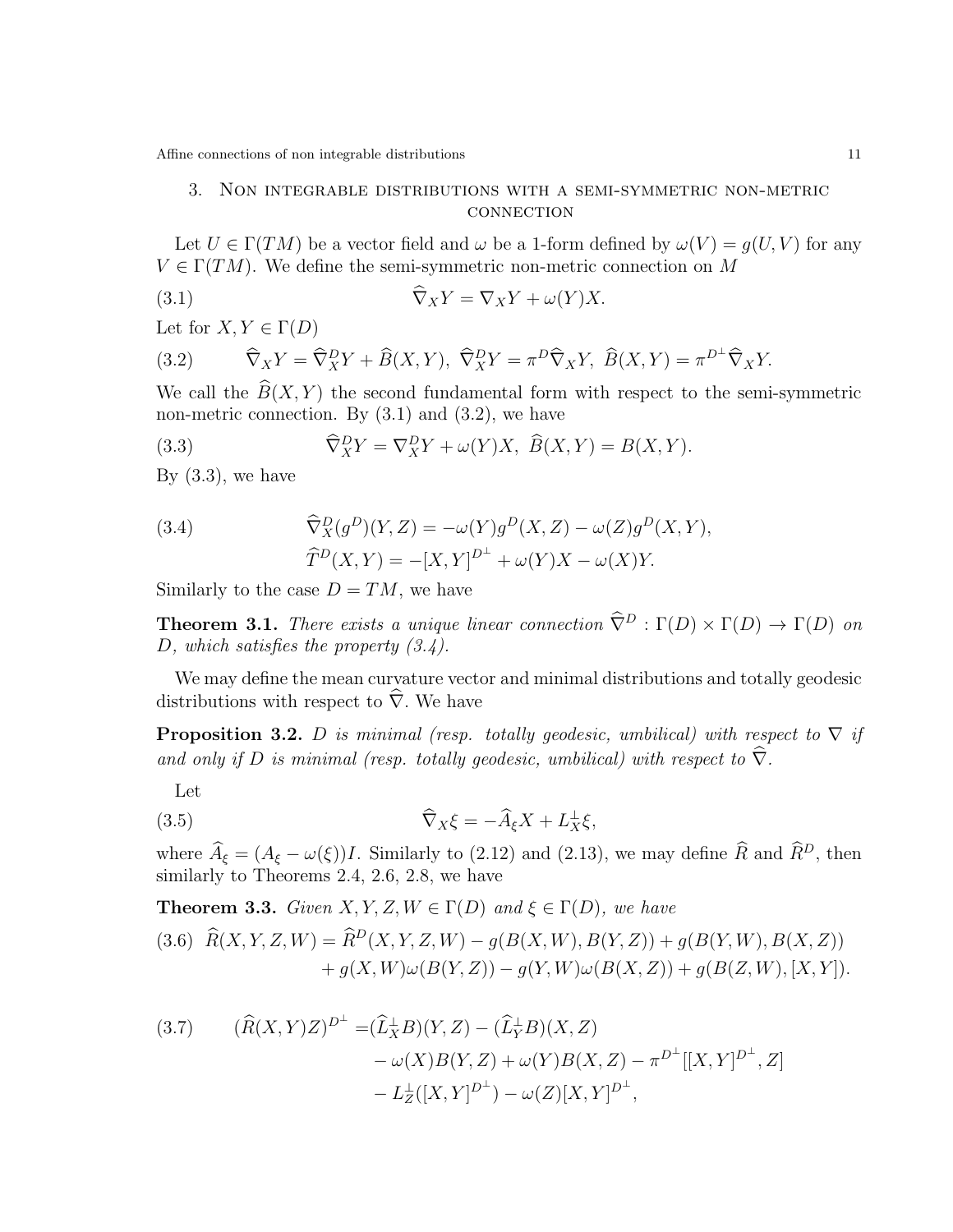## 3. Non integrable distributions with a semi-symmetric non-metric connection

Let $U \in \Gamma(TM)$ be a vector field and $\omega$ be a 1-form defined by $\omega(V) = g(U, V)$ for any $V \in \Gamma(TM)$. We define the semi-symmetric non-metric connection on $M$

$$\widehat{\nabla}_X Y = \nabla_X Y + \omega(Y)X. \tag{3.1}$$

Let for $X, Y \in \Gamma(D)$

$$\widehat{\nabla}_X Y = \widehat{\nabla}^D_X Y + \widehat{B}(X,Y),\ \widehat{\nabla}^D_X Y = \pi^D \widehat{\nabla}_X Y,\ \widehat{B}(X,Y) = \pi^{D^\perp}\widehat{\nabla}_X Y. \tag{3.2}$$

We call the $\widehat{B}(X, Y)$ the second fundamental form with respect to the semi-symmetric non-metric connection. By (3.1) and (3.2), we have

$$\widehat{\nabla}^D_X Y = \nabla^D_X Y + \omega(Y)X,\ \widehat{B}(X,Y) = B(X,Y). \tag{3.3}$$

By (3.3), we have

$$\begin{aligned} \widehat{\nabla}^D_X(g^D)(Y,Z) &= -\omega(Y)g^D(X,Z) - \omega(Z)g^D(X,Y), \\ \widehat{T}^D(X,Y) &= -[X,Y]^{D^\perp} + \omega(Y)X - \omega(X)Y. \end{aligned} \tag{3.4}$$

Similarly to the case $D = TM$, we have

**Theorem 3.1.** *There exists a unique linear connection $\widehat{\nabla}^D : \Gamma(D) \times \Gamma(D) \to \Gamma(D)$ on $D$, which satisfies the property (3.4).*

We may define the mean curvature vector and minimal distributions and totally geodesic distributions with respect to $\widehat{\nabla}$. We have

**Proposition 3.2.** *$D$ is minimal (resp. totally geodesic, umbilical) with respect to $\nabla$ if and only if $D$ is minimal (resp. totally geodesic, umbilical) with respect to $\widehat{\nabla}$.*

Let

$$\widehat{\nabla}_X \xi = -\widehat{A}_\xi X + L^\perp_X \xi, \tag{3.5}$$

where $\widehat{A}_\xi = (A_\xi - \omega(\xi))I$. Similarly to (2.12) and (2.13), we may define $\widehat{R}$ and $\widehat{R}^D$, then similarly to Theorems 2.4, 2.6, 2.8, we have

**Theorem 3.3.** *Given $X, Y, Z, W \in \Gamma(D)$ and $\xi \in \Gamma(D)$, we have*

$$\begin{aligned} \widehat{R}(X,Y,Z,W) = \widehat{R}^D(X,Y,Z,W) &- g(B(X,W),B(Y,Z)) + g(B(Y,W),B(X,Z)) \\ &+ g(X,W)\omega(B(Y,Z)) - g(Y,W)\omega(B(X,Z)) + g(B(Z,W),[X,Y]). \end{aligned} \tag{3.6}$$

$$\begin{aligned} (\widehat{R}(X,Y)Z)^{D^\perp} =& (\widehat{L}^\perp_X B)(Y,Z) - (\widehat{L}^\perp_Y B)(X,Z) \\ &- \omega(X)B(Y,Z) + \omega(Y)B(X,Z) - \pi^{D^\perp}[[X,Y]^{D^\perp}, Z] \\ &- L^\perp_Z([X,Y]^{D^\perp}) - \omega(Z)[X,Y]^{D^\perp}, \end{aligned} \tag{3.7}$$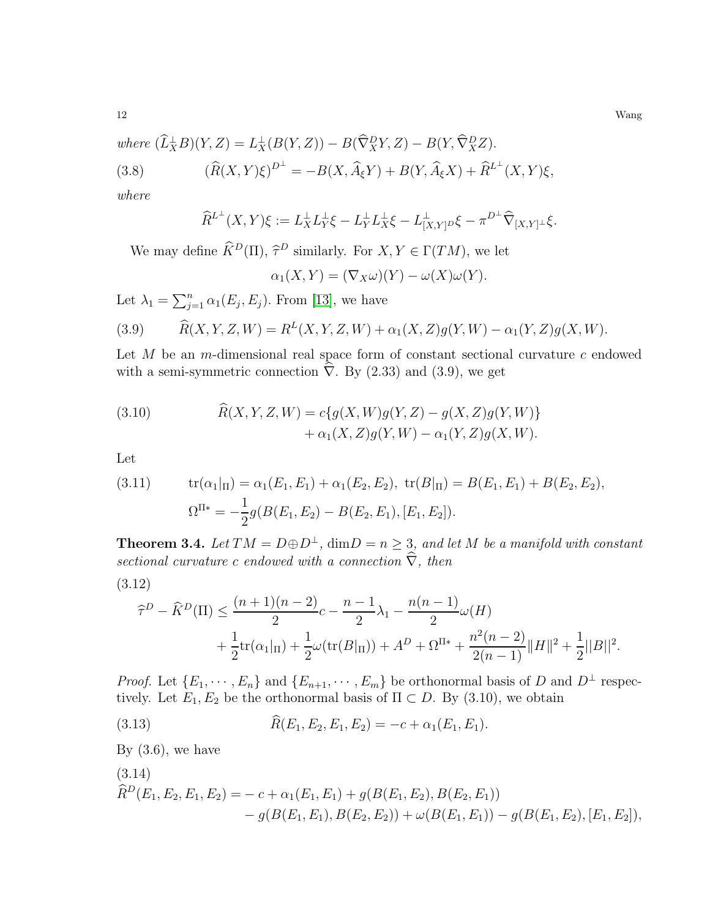*where* $(\widehat{L}^{\perp}_X B)(Y,Z) = L^{\perp}_X(B(Y,Z)) - B(\widehat{\nabla}^D_X Y, Z) - B(Y, \widehat{\nabla}^D_X Z)$.

$$(\widehat{R}(X,Y)\xi)^{D^{\perp}} = -B(X, \widehat{A}_{\xi}Y) + B(Y, \widehat{A}_{\xi}X) + \widehat{R}^{L^{\perp}}(X,Y)\xi, \tag{3.8}$$

*where*

$$\widehat{R}^{L^{\perp}}(X,Y)\xi := L^{\perp}_X L^{\perp}_Y \xi - L^{\perp}_Y L^{\perp}_X \xi - L^{\perp}_{[X,Y]^D}\xi - \pi^{D^{\perp}}\widehat{\nabla}_{[X,Y]^{\perp}}\xi.$$

We may define $\widehat{K}^D(\Pi)$, $\widehat{\tau}^D$ similarly. For $X, Y \in \Gamma(TM)$, we let

$$\alpha_1(X,Y) = (\nabla_X \omega)(Y) - \omega(X)\omega(Y).$$

Let $\lambda_1 = \sum_{j=1}^n \alpha_1(E_j, E_j)$. From [13], we have

$$\widehat{R}(X,Y,Z,W) = R^L(X,Y,Z,W) + \alpha_1(X,Z)g(Y,W) - \alpha_1(Y,Z)g(X,W). \tag{3.9}$$

Let $M$ be an $m$-dimensional real space form of constant sectional curvature $c$ endowed with a semi-symmetric connection $\widehat{\nabla}$. By (2.33) and (3.9), we get

$$\begin{aligned}\widehat{R}(X,Y,Z,W) = & c\{g(X,W)g(Y,Z) - g(X,Z)g(Y,W)\} \\ & + \alpha_1(X,Z)g(Y,W) - \alpha_1(Y,Z)g(X,W).\end{aligned} \tag{3.10}$$

Let

$$\begin{aligned}& \mathrm{tr}(\alpha_1|_{\Pi}) = \alpha_1(E_1,E_1) + \alpha_1(E_2,E_2),\ \mathrm{tr}(B|_{\Pi}) = B(E_1,E_1) + B(E_2,E_2), \\ & \Omega^{\Pi *} = -\frac{1}{2}g(B(E_1,E_2) - B(E_2,E_1), [E_1,E_2]).\end{aligned} \tag{3.11}$$

**Theorem 3.4.** *Let* $TM = D \oplus D^{\perp}$, $\dim D = n \geq 3$, *and let* $M$ *be a manifold with constant sectional curvature* $c$ *endowed with a connection* $\widehat{\nabla}$, *then*

$$\begin{aligned}\widehat{\tau}^D - \widehat{K}^D(\Pi) \leq & \frac{(n+1)(n-2)}{2}c - \frac{n-1}{2}\lambda_1 - \frac{n(n-1)}{2}\omega(H) \\ & + \frac{1}{2}\mathrm{tr}(\alpha_1|_{\Pi}) + \frac{1}{2}\omega(\mathrm{tr}(B|_{\Pi})) + A^D + \Omega^{\Pi *} + \frac{n^2(n-2)}{2(n-1)}\|H\|^2 + \frac{1}{2}||B||^2.\end{aligned} \tag{3.12}$$

*Proof.* Let $\{E_1, \cdots, E_n\}$ and $\{E_{n+1}, \cdots, E_m\}$ be orthonormal basis of $D$ and $D^{\perp}$ respectively. Let $E_1, E_2$ be the orthonormal basis of $\Pi \subset D$. By (3.10), we obtain

$$\widehat{R}(E_1,E_2,E_1,E_2) = -c + \alpha_1(E_1,E_1). \tag{3.13}$$

By (3.6), we have

$$\begin{aligned}\widehat{R}^D(E_1,E_2,E_1,E_2) = & -c + \alpha_1(E_1,E_1) + g(B(E_1,E_2), B(E_2,E_1)) \\ & - g(B(E_1,E_1), B(E_2,E_2)) + \omega(B(E_1,E_1)) - g(B(E_1,E_2), [E_1,E_2]),\end{aligned} \tag{3.14}$$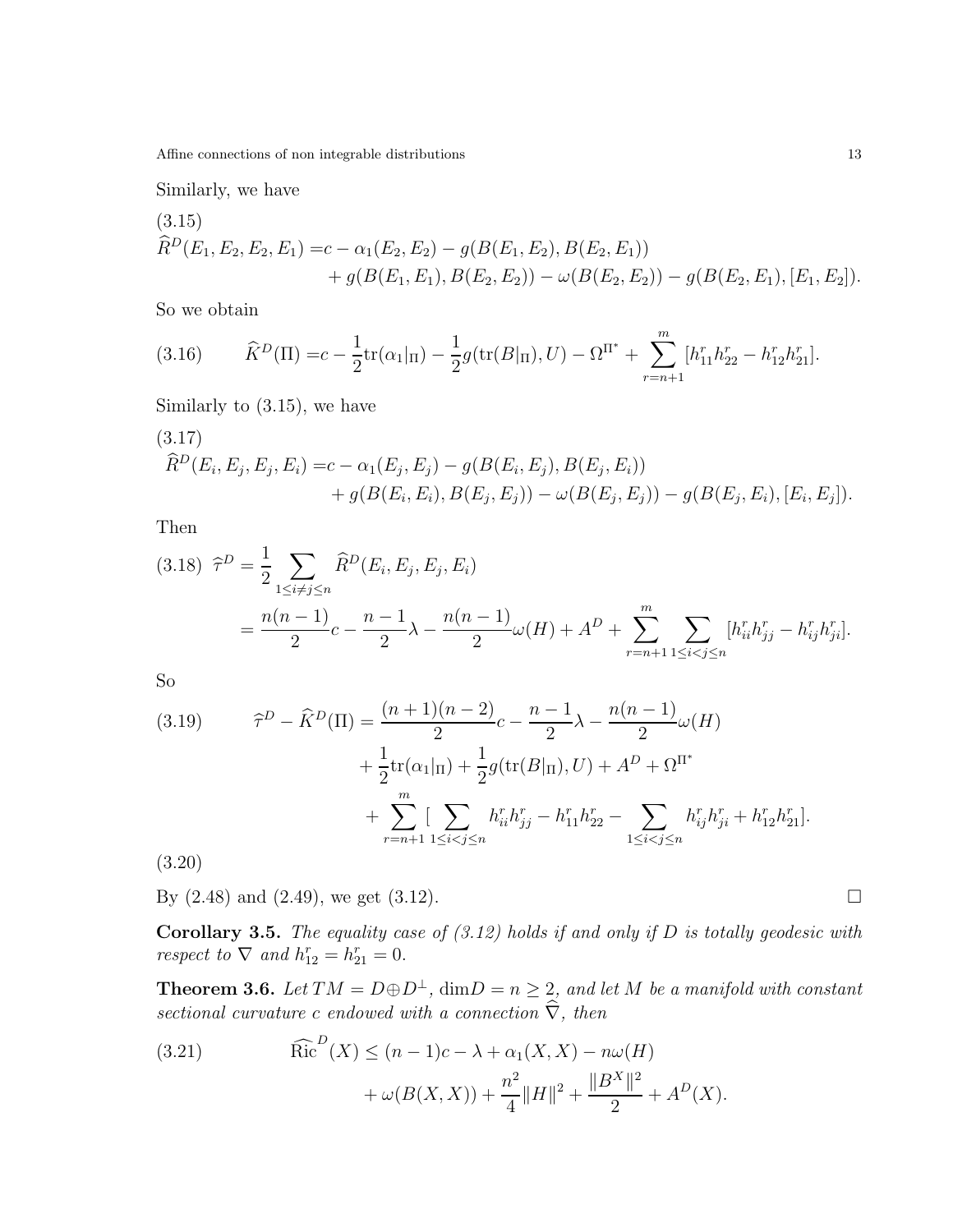Similarly, we have

(3.15)

$$\widehat{R}^D(E_1,E_2,E_2,E_1) = c - \alpha_1(E_2,E_2) - g(B(E_1,E_2),B(E_2,E_1)) + g(B(E_1,E_1),B(E_2,E_2)) - \omega(B(E_2,E_2)) - g(B(E_2,E_1),[E_1,E_2]).$$

So we obtain

$$\widehat{K}^D(\Pi) = c - \frac{1}{2}\mathrm{tr}(\alpha_1|_\Pi) - \frac{1}{2}g(\mathrm{tr}(B|_\Pi),U) - \Omega^{\Pi^*} + \sum_{r=n+1}^{m}[h^r_{11}h^r_{22} - h^r_{12}h^r_{21}]. \tag{3.16}$$

Similarly to (3.15), we have

(3.17)

$$\widehat{R}^D(E_i,E_j,E_j,E_i) = c - \alpha_1(E_j,E_j) - g(B(E_i,E_j),B(E_j,E_i)) + g(B(E_i,E_i),B(E_j,E_j)) - \omega(B(E_j,E_j)) - g(B(E_j,E_i),[E_i,E_j]).$$

Then

$$\begin{aligned} \widehat{\tau}^D &= \frac{1}{2}\sum_{1\le i\ne j\le n}\widehat{R}^D(E_i,E_j,E_j,E_i) \\ &= \frac{n(n-1)}{2}c - \frac{n-1}{2}\lambda - \frac{n(n-1)}{2}\omega(H) + A^D + \sum_{r=n+1}^{m}\sum_{1\le i<j\le n}[h^r_{ii}h^r_{jj} - h^r_{ij}h^r_{ji}]. \end{aligned} \tag{3.18}$$

So

$$\begin{aligned} \widehat{\tau}^D - \widehat{K}^D(\Pi) &= \frac{(n+1)(n-2)}{2}c - \frac{n-1}{2}\lambda - \frac{n(n-1)}{2}\omega(H) \\ &\quad + \frac{1}{2}\mathrm{tr}(\alpha_1|_\Pi) + \frac{1}{2}g(\mathrm{tr}(B|_\Pi),U) + A^D + \Omega^{\Pi^*} \\ &\quad + \sum_{r=n+1}^{m}\Big[\sum_{1\le i<j\le n}h^r_{ii}h^r_{jj} - h^r_{11}h^r_{22} - \sum_{1\le i<j\le n}h^r_{ij}h^r_{ji} + h^r_{12}h^r_{21}\Big]. \end{aligned} \tag{3.19}$$

(3.20)

By (2.48) and (2.49), we get (3.12). □

**Corollary 3.5.** *The equality case of (3.12) holds if and only if $D$ is totally geodesic with respect to $\nabla$ and $h^r_{12} = h^r_{21} = 0$.*

**Theorem 3.6.** *Let $TM = D \oplus D^\perp$, $\dim D = n \ge 2$, and let $M$ be a manifold with constant sectional curvature $c$ endowed with a connection $\widehat{\nabla}$, then*

$$\begin{aligned} \widehat{\mathrm{Ric}}^D(X) &\le (n-1)c - \lambda + \alpha_1(X,X) - n\omega(H) \\ &\quad + \omega(B(X,X)) + \frac{n^2}{4}\|H\|^2 + \frac{\|B^X\|^2}{2} + A^D(X). \end{aligned} \tag{3.21}$$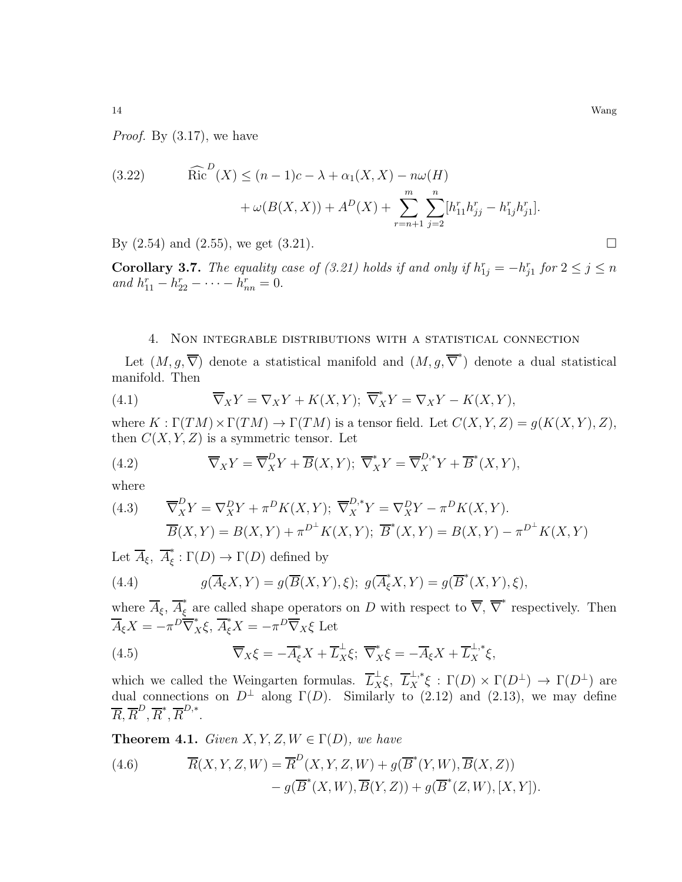*Proof.* By (3.17), we have

$$\widehat{\mathrm{Ric}}^D(X) \leq (n-1)c - \lambda + \alpha_1(X,X) - n\omega(H) + \omega(B(X,X)) + A^D(X) + \sum_{r=n+1}^{m}\sum_{j=2}^{n}[h^r_{11}h^r_{jj} - h^r_{1j}h^r_{j1}]. \tag{3.22}$$

By (2.54) and (2.55), we get (3.21). □

**Corollary 3.7.** *The equality case of (3.21) holds if and only if $h^r_{1j} = -h^r_{j1}$ for $2 \leq j \leq n$ and $h^r_{11} - h^r_{22} - \cdots - h^r_{nn} = 0$.*

## 4. Non integrable distributions with a statistical connection

Let $(M, g, \overline{\nabla})$ denote a statistical manifold and $(M, g, \overline{\nabla}^*)$ denote a dual statistical manifold. Then

$$\overline{\nabla}_X Y = \nabla_X Y + K(X,Y);\ \overline{\nabla}^*_X Y = \nabla_X Y - K(X,Y), \tag{4.1}$$

where $K : \Gamma(TM) \times \Gamma(TM) \to \Gamma(TM)$ is a tensor field. Let $C(X,Y,Z) = g(K(X,Y),Z)$, then $C(X,Y,Z)$ is a symmetric tensor. Let

$$\overline{\nabla}_X Y = \overline{\nabla}^D_X Y + \overline{B}(X,Y);\ \overline{\nabla}^*_X Y = \overline{\nabla}^{D,*}_X Y + \overline{B}^*(X,Y), \tag{4.2}$$

where

$$\begin{aligned} &\overline{\nabla}^D_X Y = \nabla^D_X Y + \pi^D K(X,Y);\ \overline{\nabla}^{D,*}_X Y = \nabla^D_X Y - \pi^D K(X,Y). \\ &\overline{B}(X,Y) = B(X,Y) + \pi^{D^\perp} K(X,Y);\ \overline{B}^*(X,Y) = B(X,Y) - \pi^{D^\perp} K(X,Y) \end{aligned} \tag{4.3}$$

Let $\overline{A}_\xi,\ \overline{A}^*_\xi : \Gamma(D) \to \Gamma(D)$ defined by

$$g(\overline{A}_\xi X, Y) = g(\overline{B}(X,Y), \xi);\ g(\overline{A}^*_\xi X, Y) = g(\overline{B}^*(X,Y), \xi), \tag{4.4}$$

where $\overline{A}_\xi$, $\overline{A}^*_\xi$ are called shape operators on $D$ with respect to $\overline{\nabla}$, $\overline{\nabla}^*$ respectively. Then $\overline{A}_\xi X = -\pi^D \overline{\nabla}^*_X \xi$, $\overline{A}^*_\xi X = -\pi^D \overline{\nabla}_X \xi$ Let

$$\overline{\nabla}_X \xi = -\overline{A}^*_\xi X + \overline{L}^\perp_X \xi;\ \overline{\nabla}^*_X \xi = -\overline{A}_\xi X + \overline{L}^{\perp,*}_X \xi, \tag{4.5}$$

which we called the Weingarten formulas. $\overline{L}^\perp_X \xi$, $\overline{L}^{\perp,*}_X \xi : \Gamma(D) \times \Gamma(D^\perp) \to \Gamma(D^\perp)$ are dual connections on $D^\perp$ along $\Gamma(D)$. Similarly to (2.12) and (2.13), we may define $\overline{R}, \overline{R}^D, \overline{R}^*, \overline{R}^{D,*}$.

**Theorem 4.1.** *Given $X, Y, Z, W \in \Gamma(D)$, we have*

$$\begin{aligned} \overline{R}(X,Y,Z,W) = {} & \overline{R}^D(X,Y,Z,W) + g(\overline{B}^*(Y,W), \overline{B}(X,Z)) \\ & - g(\overline{B}^*(X,W), \overline{B}(Y,Z)) + g(\overline{B}^*(Z,W), [X,Y]). \end{aligned} \tag{4.6}$$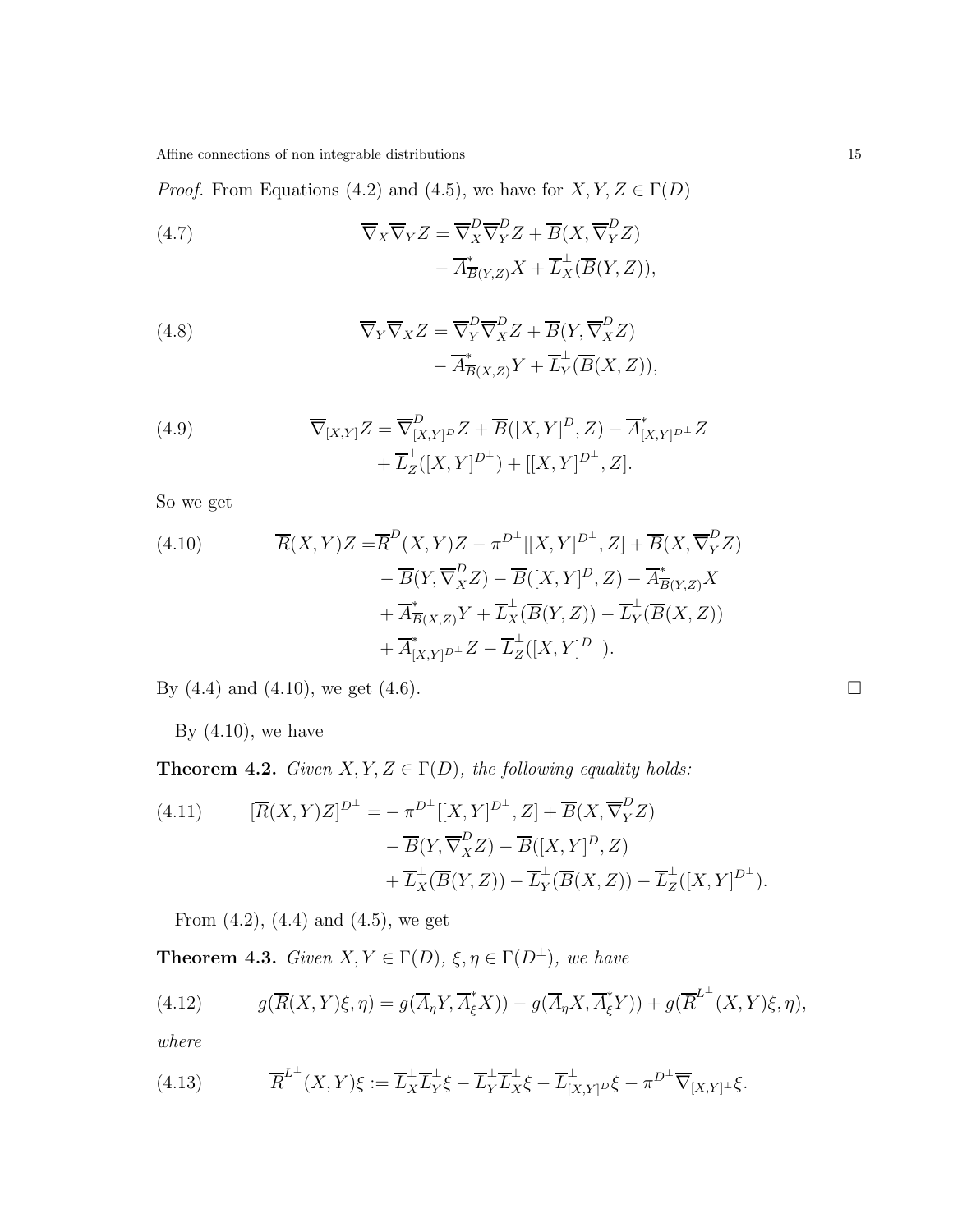*Proof.* From Equations (4.2) and (4.5), we have for $X, Y, Z \in \Gamma(D)$

$$
\overline{\nabla}_X \overline{\nabla}_Y Z = \overline{\nabla}^D_X \overline{\nabla}^D_Y Z + \overline{B}(X, \overline{\nabla}^D_Y Z) - \overline{A}^*_{\overline{B}(Y,Z)} X + \overline{L}^\perp_X(\overline{B}(Y, Z)), \tag{4.7}
$$

$$
\overline{\nabla}_Y \overline{\nabla}_X Z = \overline{\nabla}^D_Y \overline{\nabla}^D_X Z + \overline{B}(Y, \overline{\nabla}^D_X Z) - \overline{A}^*_{\overline{B}(X,Z)} Y + \overline{L}^\perp_Y(\overline{B}(X, Z)), \tag{4.8}
$$

$$
\overline{\nabla}_{[X,Y]} Z = \overline{\nabla}^D_{[X,Y]^D} Z + \overline{B}([X, Y]^D, Z) - \overline{A}^*_{[X,Y]^{D^\perp}} Z + \overline{L}^\perp_Z([X, Y]^{D^\perp}) + [[X, Y]^{D^\perp}, Z]. \tag{4.9}
$$

So we get

$$
\begin{aligned}
\overline{R}(X, Y)Z = & \overline{R}^D(X, Y)Z - \pi^{D^\perp}[[X, Y]^{D^\perp}, Z] + \overline{B}(X, \overline{\nabla}^D_Y Z) \\
& - \overline{B}(Y, \overline{\nabla}^D_X Z) - \overline{B}([X, Y]^D, Z) - \overline{A}^*_{\overline{B}(Y,Z)} X \\
& + \overline{A}^*_{\overline{B}(X,Z)} Y + \overline{L}^\perp_X(\overline{B}(Y, Z)) - \overline{L}^\perp_Y(\overline{B}(X, Z)) \\
& + \overline{A}^*_{[X,Y]^{D^\perp}} Z - \overline{L}^\perp_Z([X, Y]^{D^\perp}).
\end{aligned} \tag{4.10}
$$

By (4.4) and (4.10), we get (4.6). $\square$

By (4.10), we have

**Theorem 4.2.** *Given $X, Y, Z \in \Gamma(D)$, the following equality holds:*

$$
\begin{aligned}
[\overline{R}(X, Y)Z]^{D^\perp} = & - \pi^{D^\perp}[[X, Y]^{D^\perp}, Z] + \overline{B}(X, \overline{\nabla}^D_Y Z) \\
& - \overline{B}(Y, \overline{\nabla}^D_X Z) - \overline{B}([X, Y]^D, Z) \\
& + \overline{L}^\perp_X(\overline{B}(Y, Z)) - \overline{L}^\perp_Y(\overline{B}(X, Z)) - \overline{L}^\perp_Z([X, Y]^{D^\perp}).
\end{aligned} \tag{4.11}
$$

From (4.2), (4.4) and (4.5), we get

**Theorem 4.3.** *Given $X, Y \in \Gamma(D)$, $\xi, \eta \in \Gamma(D^\perp)$, we have*

$$
g(\overline{R}(X, Y)\xi, \eta) = g(\overline{A}_\eta Y, \overline{A}^*_\xi X)) - g(\overline{A}_\eta X, \overline{A}^*_\xi Y)) + g(\overline{R}^{L^\perp}(X, Y)\xi, \eta), \tag{4.12}
$$

*where*

$$
\overline{R}^{L^\perp}(X, Y)\xi := \overline{L}^\perp_X \overline{L}^\perp_Y \xi - \overline{L}^\perp_Y \overline{L}^\perp_X \xi - \overline{L}^\perp_{[X,Y]^D} \xi - \pi^{D^\perp} \overline{\nabla}_{[X,Y]^\perp} \xi. \tag{4.13}
$$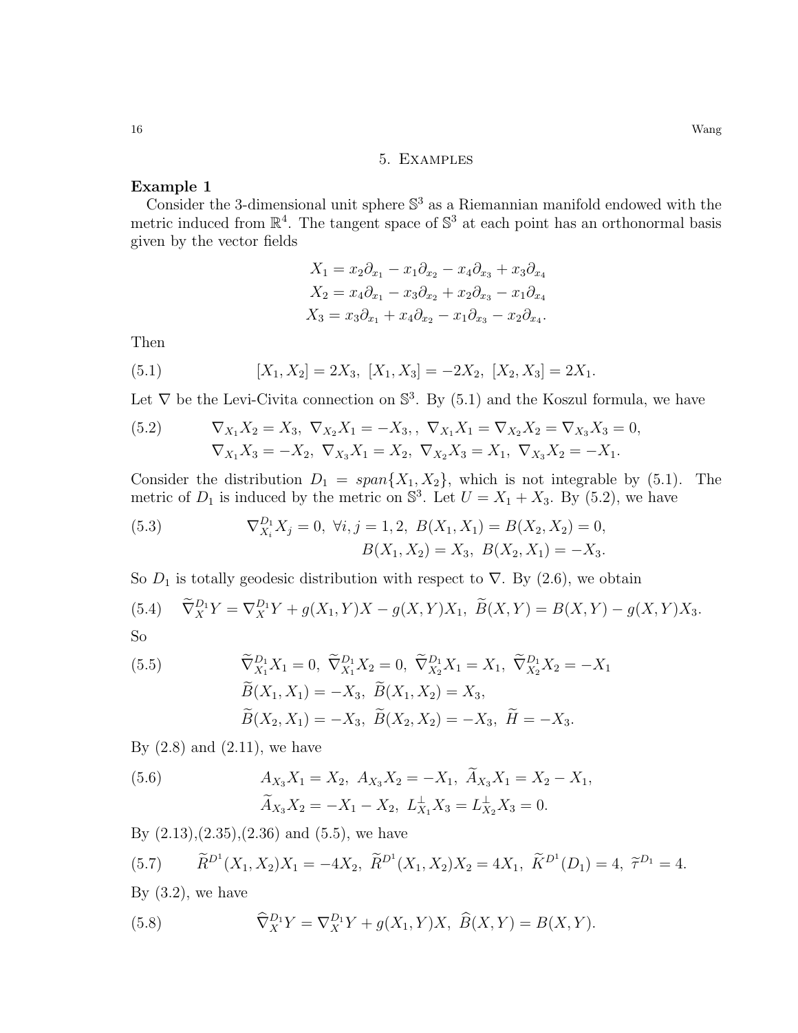## 5. Examples

**Example 1**

Consider the 3-dimensional unit sphere $\mathbb{S}^3$ as a Riemannian manifold endowed with the metric induced from $\mathbb{R}^4$. The tangent space of $\mathbb{S}^3$ at each point has an orthonormal basis given by the vector fields

$$
\begin{aligned}
X_1 &= x_2\partial_{x_1} - x_1\partial_{x_2} - x_4\partial_{x_3} + x_3\partial_{x_4}\\
X_2 &= x_4\partial_{x_1} - x_3\partial_{x_2} + x_2\partial_{x_3} - x_1\partial_{x_4}\\
X_3 &= x_3\partial_{x_1} + x_4\partial_{x_2} - x_1\partial_{x_3} - x_2\partial_{x_4}.
\end{aligned}
$$

Then

$$
[X_1, X_2] = 2X_3,\ [X_1, X_3] = -2X_2,\ [X_2, X_3] = 2X_1. \tag{5.1}
$$

Let $\nabla$ be the Levi-Civita connection on $\mathbb{S}^3$. By (5.1) and the Koszul formula, we have

$$
\begin{aligned}
&\nabla_{X_1}X_2 = X_3,\ \nabla_{X_2}X_1 = -X_3,,\ \nabla_{X_1}X_1 = \nabla_{X_2}X_2 = \nabla_{X_3}X_3 = 0,\\
&\nabla_{X_1}X_3 = -X_2,\ \nabla_{X_3}X_1 = X_2,\ \nabla_{X_2}X_3 = X_1,\ \nabla_{X_3}X_2 = -X_1.
\end{aligned} \tag{5.2}
$$

Consider the distribution $D_1 = span\{X_1, X_2\}$, which is not integrable by (5.1). The metric of $D_1$ is induced by the metric on $\mathbb{S}^3$. Let $U = X_1 + X_3$. By (5.2), we have

$$
\begin{aligned}
&\nabla^{D_1}_{X_i}X_j = 0,\ \forall i,j = 1,2,\ B(X_1, X_1) = B(X_2, X_2) = 0,\\
&\qquad B(X_1, X_2) = X_3,\ B(X_2, X_1) = -X_3.
\end{aligned} \tag{5.3}
$$

So $D_1$ is totally geodesic distribution with respect to $\nabla$. By (2.6), we obtain

$$
\widetilde{\nabla}^{D_1}_X Y = \nabla^{D_1}_X Y + g(X_1, Y)X - g(X, Y)X_1,\ \widetilde{B}(X, Y) = B(X, Y) - g(X, Y)X_3. \tag{5.4}
$$

So

$$
\begin{aligned}
&\widetilde{\nabla}^{D_1}_{X_1}X_1 = 0,\ \widetilde{\nabla}^{D_1}_{X_1}X_2 = 0,\ \widetilde{\nabla}^{D_1}_{X_2}X_1 = X_1,\ \widetilde{\nabla}^{D_1}_{X_2}X_2 = -X_1\\
&\widetilde{B}(X_1, X_1) = -X_3,\ \widetilde{B}(X_1, X_2) = X_3,\\
&\widetilde{B}(X_2, X_1) = -X_3,\ \widetilde{B}(X_2, X_2) = -X_3,\ \widetilde{H} = -X_3.
\end{aligned} \tag{5.5}
$$

By (2.8) and (2.11), we have

$$
\begin{aligned}
&A_{X_3}X_1 = X_2,\ A_{X_3}X_2 = -X_1,\ \widetilde{A}_{X_3}X_1 = X_2 - X_1,\\
&\widetilde{A}_{X_3}X_2 = -X_1 - X_2,\ L^{\perp}_{X_1}X_3 = L^{\perp}_{X_2}X_3 = 0.
\end{aligned} \tag{5.6}
$$

By (2.13),(2.35),(2.36) and (5.5), we have

$$
\widetilde{R}^{D^1}(X_1, X_2)X_1 = -4X_2,\ \widetilde{R}^{D^1}(X_1, X_2)X_2 = 4X_1,\ \widetilde{K}^{D^1}(D_1) = 4,\ \widetilde{\tau}^{D_1} = 4. \tag{5.7}
$$

By (3.2), we have

$$
\widehat{\nabla}^{D_1}_X Y = \nabla^{D_1}_X Y + g(X_1, Y)X,\ \widehat{B}(X, Y) = B(X, Y). \tag{5.8}
$$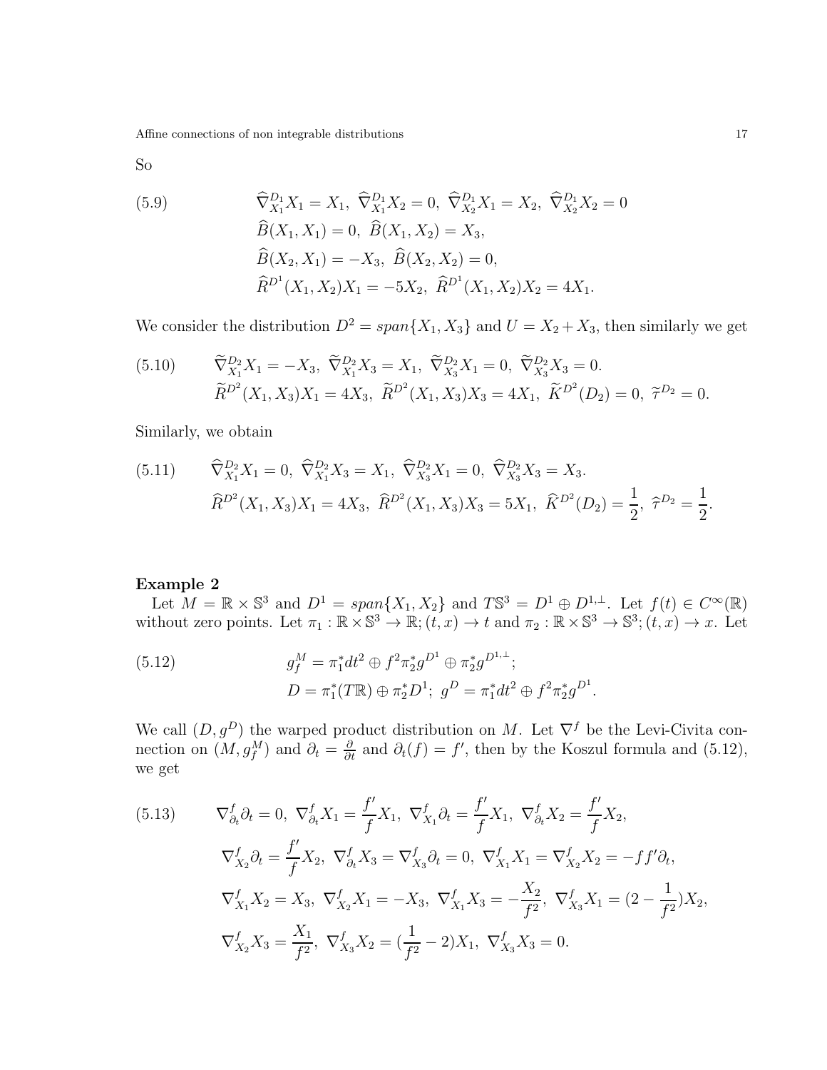So

$$
\begin{aligned}
(5.9) \qquad & \widehat{\nabla}^{D_1}_{X_1}X_1 = X_1,\ \widehat{\nabla}^{D_1}_{X_1}X_2 = 0,\ \widehat{\nabla}^{D_1}_{X_2}X_1 = X_2,\ \widehat{\nabla}^{D_1}_{X_2}X_2 = 0 \\
& \widehat{B}(X_1, X_1) = 0,\ \widehat{B}(X_1, X_2) = X_3, \\
& \widehat{B}(X_2, X_1) = -X_3,\ \widehat{B}(X_2, X_2) = 0, \\
& \widehat{R}^{D^1}(X_1, X_2)X_1 = -5X_2,\ \widehat{R}^{D^1}(X_1, X_2)X_2 = 4X_1.
\end{aligned}
$$

We consider the distribution $D^2 = span\{X_1, X_3\}$ and $U = X_2 + X_3$, then similarly we get

$$
\begin{aligned}
(5.10) \qquad & \widetilde{\nabla}^{D_2}_{X_1}X_1 = -X_3,\ \widetilde{\nabla}^{D_2}_{X_1}X_3 = X_1,\ \widetilde{\nabla}^{D_2}_{X_3}X_1 = 0,\ \widetilde{\nabla}^{D_2}_{X_3}X_3 = 0. \\
& \widetilde{R}^{D^2}(X_1, X_3)X_1 = 4X_3,\ \widetilde{R}^{D^2}(X_1, X_3)X_3 = 4X_1,\ \widetilde{K}^{D^2}(D_2) = 0,\ \widetilde{\tau}^{D_2} = 0.
\end{aligned}
$$

Similarly, we obtain

$$
\begin{aligned}
(5.11) \qquad & \widehat{\nabla}^{D_2}_{X_1}X_1 = 0,\ \widehat{\nabla}^{D_2}_{X_1}X_3 = X_1,\ \widehat{\nabla}^{D_2}_{X_3}X_1 = 0,\ \widehat{\nabla}^{D_2}_{X_3}X_3 = X_3. \\
& \widehat{R}^{D^2}(X_1, X_3)X_1 = 4X_3,\ \widehat{R}^{D^2}(X_1, X_3)X_3 = 5X_1,\ \widehat{K}^{D^2}(D_2) = \frac{1}{2},\ \widehat{\tau}^{D_2} = \frac{1}{2}.
\end{aligned}
$$

**Example 2**

Let $M = \mathbb{R} \times \mathbb{S}^3$ and $D^1 = span\{X_1, X_2\}$ and $T\mathbb{S}^3 = D^1 \oplus D^{1,\perp}$. Let $f(t) \in C^\infty(\mathbb{R})$ without zero points. Let $\pi_1 : \mathbb{R} \times \mathbb{S}^3 \to \mathbb{R}; (t, x) \to t$ and $\pi_2 : \mathbb{R} \times \mathbb{S}^3 \to \mathbb{S}^3; (t, x) \to x$. Let

$$
\begin{aligned}
(5.12) \qquad & g^M_f = \pi_1^* dt^2 \oplus f^2 \pi_2^* g^{D^1} \oplus \pi_2^* g^{D^{1,\perp}}; \\
& D = \pi_1^*(T\mathbb{R}) \oplus \pi_2^* D^1;\ g^D = \pi_1^* dt^2 \oplus f^2 \pi_2^* g^{D^1}.
\end{aligned}
$$

We call $(D, g^D)$ the warped product distribution on $M$. Let $\nabla^f$ be the Levi-Civita connection on $(M, g^M_f)$ and $\partial_t = \frac{\partial}{\partial t}$ and $\partial_t(f) = f'$, then by the Koszul formula and (5.12), we get

$$
\begin{aligned}
(5.13) \qquad & \nabla^f_{\partial_t}\partial_t = 0,\ \nabla^f_{\partial_t}X_1 = \frac{f'}{f}X_1,\ \nabla^f_{X_1}\partial_t = \frac{f'}{f}X_1,\ \nabla^f_{\partial_t}X_2 = \frac{f'}{f}X_2, \\
& \nabla^f_{X_2}\partial_t = \frac{f'}{f}X_2,\ \nabla^f_{\partial_t}X_3 = \nabla^f_{X_3}\partial_t = 0,\ \nabla^f_{X_1}X_1 = \nabla^f_{X_2}X_2 = -ff'\partial_t, \\
& \nabla^f_{X_1}X_2 = X_3,\ \nabla^f_{X_2}X_1 = -X_3,\ \nabla^f_{X_1}X_3 = -\frac{X_2}{f^2},\ \nabla^f_{X_3}X_1 = (2 - \frac{1}{f^2})X_2, \\
& \nabla^f_{X_2}X_3 = \frac{X_1}{f^2},\ \nabla^f_{X_3}X_2 = (\frac{1}{f^2} - 2)X_1,\ \nabla^f_{X_3}X_3 = 0.
\end{aligned}
$$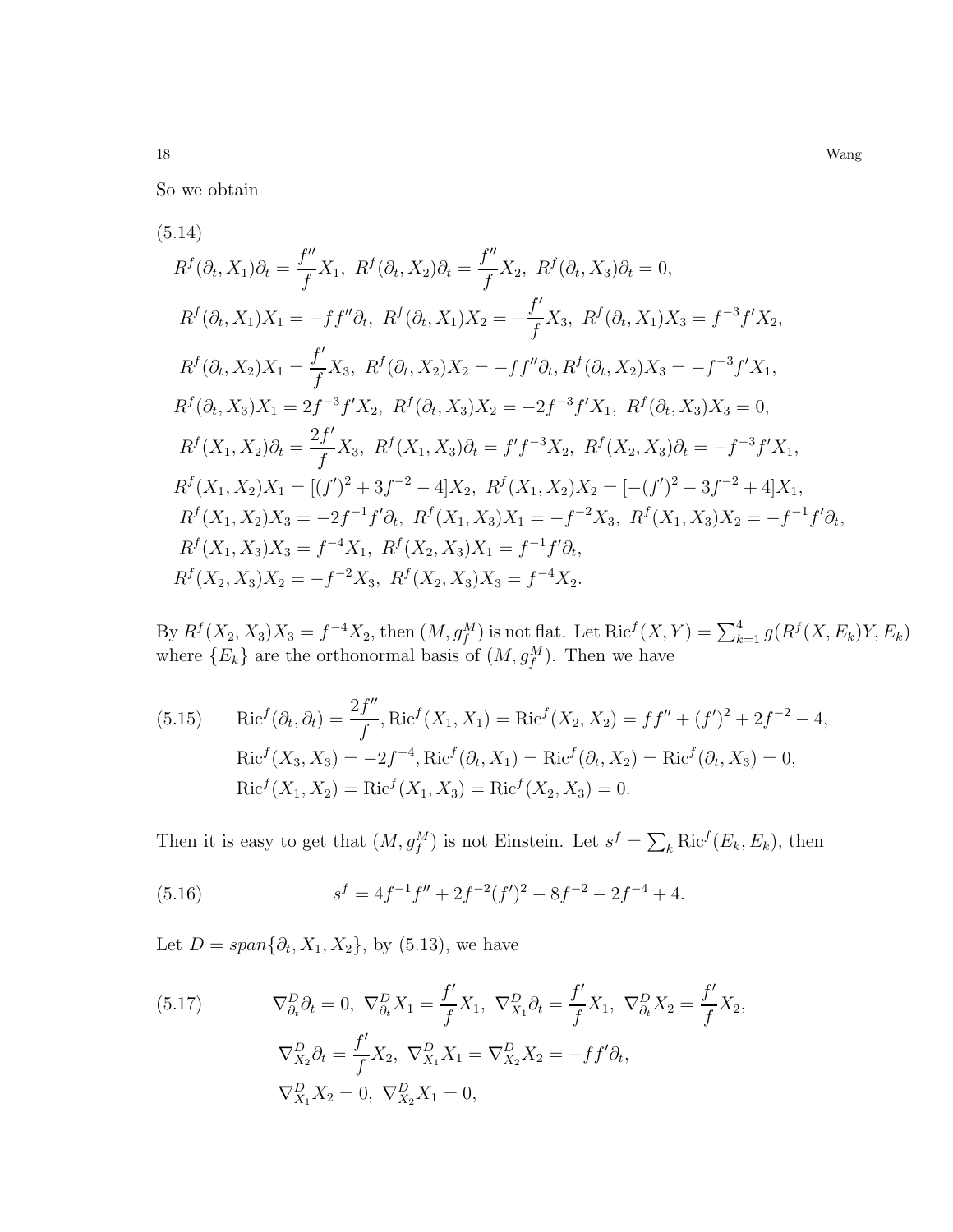So we obtain

$$
\begin{aligned}
&R^f(\partial_t, X_1)\partial_t = \frac{f''}{f}X_1,\ R^f(\partial_t, X_2)\partial_t = \frac{f''}{f}X_2,\ R^f(\partial_t, X_3)\partial_t = 0,\\
&R^f(\partial_t, X_1)X_1 = -ff''\partial_t,\ R^f(\partial_t, X_1)X_2 = -\frac{f'}{f}X_3,\ R^f(\partial_t, X_1)X_3 = f^{-3}f'X_2,\\
&R^f(\partial_t, X_2)X_1 = \frac{f'}{f}X_3,\ R^f(\partial_t, X_2)X_2 = -ff''\partial_t, R^f(\partial_t, X_2)X_3 = -f^{-3}f'X_1,\\
&R^f(\partial_t, X_3)X_1 = 2f^{-3}f'X_2,\ R^f(\partial_t, X_3)X_2 = -2f^{-3}f'X_1,\ R^f(\partial_t, X_3)X_3 = 0,\\
&R^f(X_1, X_2)\partial_t = \frac{2f'}{f}X_3,\ R^f(X_1, X_3)\partial_t = f'f^{-3}X_2,\ R^f(X_2, X_3)\partial_t = -f^{-3}f'X_1,\\
&R^f(X_1, X_2)X_1 = [(f')^2 + 3f^{-2} - 4]X_2,\ R^f(X_1, X_2)X_2 = [-(f')^2 - 3f^{-2} + 4]X_1,\\
&R^f(X_1, X_2)X_3 = -2f^{-1}f'\partial_t,\ R^f(X_1, X_3)X_1 = -f^{-2}X_3,\ R^f(X_1, X_3)X_2 = -f^{-1}f'\partial_t,\\
&R^f(X_1, X_3)X_3 = f^{-4}X_1,\ R^f(X_2, X_3)X_1 = f^{-1}f'\partial_t,\\
&R^f(X_2, X_3)X_2 = -f^{-2}X_3,\ R^f(X_2, X_3)X_3 = f^{-4}X_2.
\end{aligned}
\tag{5.14}
$$

By $R^f(X_2, X_3)X_3 = f^{-4}X_2$, then $(M, g_f^M)$ is not flat. Let $\mathrm{Ric}^f(X, Y) = \sum_{k=1}^4 g(R^f(X, E_k)Y, E_k)$ where $\{E_k\}$ are the orthonormal basis of $(M, g_f^M)$. Then we have

$$
\begin{aligned}
&\mathrm{Ric}^f(\partial_t, \partial_t) = \frac{2f''}{f}, \mathrm{Ric}^f(X_1, X_1) = \mathrm{Ric}^f(X_2, X_2) = ff'' + (f')^2 + 2f^{-2} - 4,\\
&\mathrm{Ric}^f(X_3, X_3) = -2f^{-4}, \mathrm{Ric}^f(\partial_t, X_1) = \mathrm{Ric}^f(\partial_t, X_2) = \mathrm{Ric}^f(\partial_t, X_3) = 0,\\
&\mathrm{Ric}^f(X_1, X_2) = \mathrm{Ric}^f(X_1, X_3) = \mathrm{Ric}^f(X_2, X_3) = 0.
\end{aligned}
\tag{5.15}
$$

Then it is easy to get that $(M, g_f^M)$ is not Einstein. Let $s^f = \sum_k \mathrm{Ric}^f(E_k, E_k)$, then

$$
s^f = 4f^{-1}f'' + 2f^{-2}(f')^2 - 8f^{-2} - 2f^{-4} + 4. \tag{5.16}
$$

Let $D = span\{\partial_t, X_1, X_2\}$, by (5.13), we have

$$
\begin{aligned}
&\nabla^D_{\partial_t}\partial_t = 0,\ \nabla^D_{\partial_t}X_1 = \frac{f'}{f}X_1,\ \nabla^D_{X_1}\partial_t = \frac{f'}{f}X_1,\ \nabla^D_{\partial_t}X_2 = \frac{f'}{f}X_2,\\
&\nabla^D_{X_2}\partial_t = \frac{f'}{f}X_2,\ \nabla^D_{X_1}X_1 = \nabla^D_{X_2}X_2 = -ff'\partial_t,\\
&\nabla^D_{X_1}X_2 = 0,\ \nabla^D_{X_2}X_1 = 0,
\end{aligned}
\tag{5.17}
$$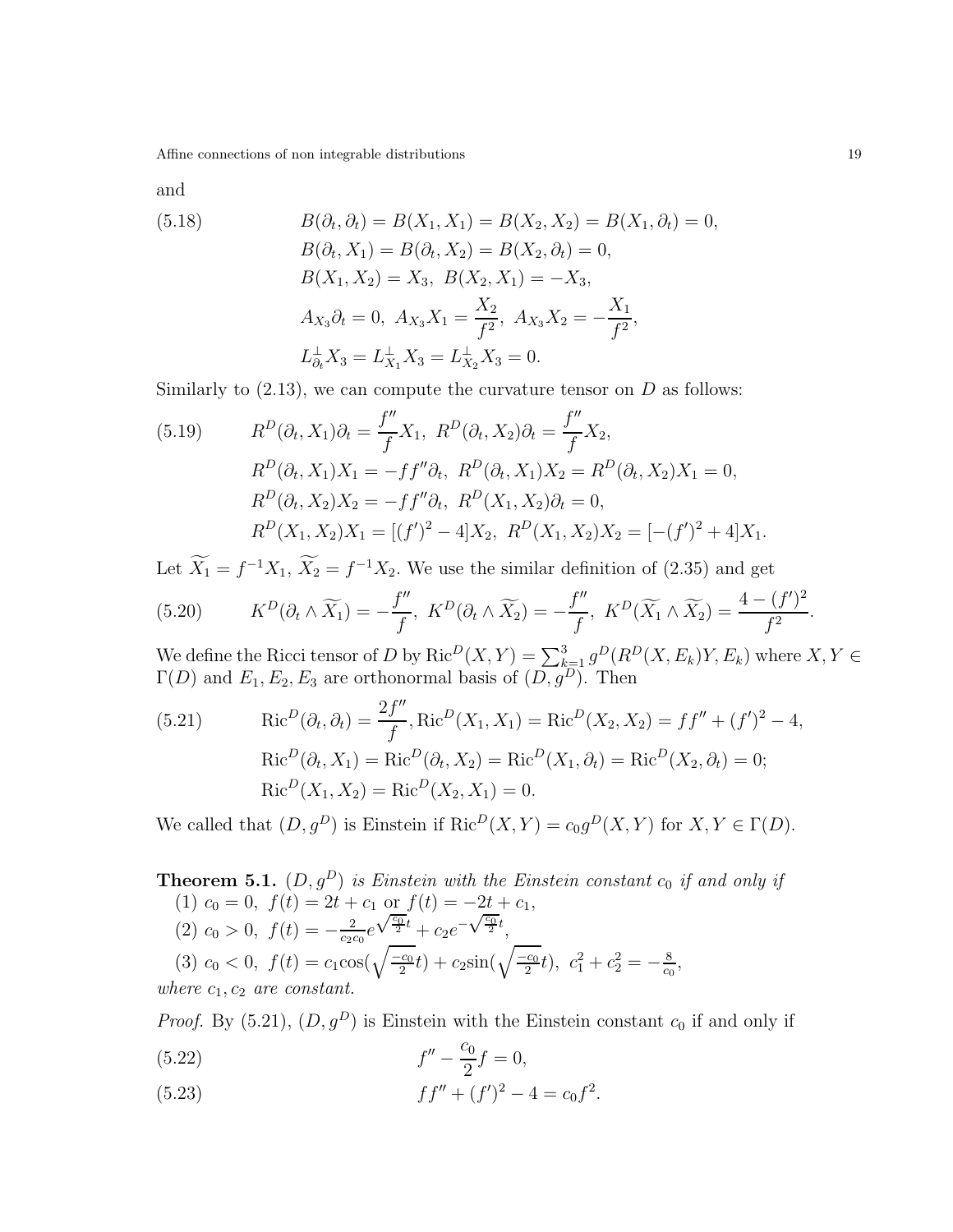and

$$
\begin{aligned}
(5.18)\qquad & B(\partial_t,\partial_t)=B(X_1,X_1)=B(X_2,X_2)=B(X_1,\partial_t)=0,\\
& B(\partial_t,X_1)=B(\partial_t,X_2)=B(X_2,\partial_t)=0,\\
& B(X_1,X_2)=X_3,\ B(X_2,X_1)=-X_3,\\
& A_{X_3}\partial_t=0,\ A_{X_3}X_1=\frac{X_2}{f^2},\ A_{X_3}X_2=-\frac{X_1}{f^2},\\
& L^{\perp}_{\partial_t}X_3=L^{\perp}_{X_1}X_3=L^{\perp}_{X_2}X_3=0.
\end{aligned}
$$

Similarly to (2.13), we can compute the curvature tensor on $D$ as follows:

$$
\begin{aligned}
(5.19)\qquad & R^D(\partial_t,X_1)\partial_t=\frac{f''}{f}X_1,\ R^D(\partial_t,X_2)\partial_t=\frac{f''}{f}X_2,\\
& R^D(\partial_t,X_1)X_1=-ff''\partial_t,\ R^D(\partial_t,X_1)X_2=R^D(\partial_t,X_2)X_1=0,\\
& R^D(\partial_t,X_2)X_2=-ff''\partial_t,\ R^D(X_1,X_2)\partial_t=0,\\
& R^D(X_1,X_2)X_1=[(f')^2-4]X_2,\ R^D(X_1,X_2)X_2=[-(f')^2+4]X_1.
\end{aligned}
$$

Let $\widetilde{X_1}=f^{-1}X_1$, $\widetilde{X_2}=f^{-1}X_2$. We use the similar definition of (2.35) and get

$$
(5.20)\qquad K^D(\partial_t\wedge\widetilde{X_1})=-\frac{f''}{f},\ K^D(\partial_t\wedge\widetilde{X_2})=-\frac{f''}{f},\ K^D(\widetilde{X_1}\wedge\widetilde{X_2})=\frac{4-(f')^2}{f^2}.
$$

We define the Ricci tensor of $D$ by $\mathrm{Ric}^D(X,Y)=\sum_{k=1}^3 g^D(R^D(X,E_k)Y,E_k)$ where $X,Y\in\Gamma(D)$ and $E_1,E_2,E_3$ are orthonormal basis of $(D,g^D)$. Then

$$
\begin{aligned}
(5.21)\qquad & \mathrm{Ric}^D(\partial_t,\partial_t)=\frac{2f''}{f},\mathrm{Ric}^D(X_1,X_1)=\mathrm{Ric}^D(X_2,X_2)=ff''+(f')^2-4,\\
& \mathrm{Ric}^D(\partial_t,X_1)=\mathrm{Ric}^D(\partial_t,X_2)=\mathrm{Ric}^D(X_1,\partial_t)=\mathrm{Ric}^D(X_2,\partial_t)=0;\\
& \mathrm{Ric}^D(X_1,X_2)=\mathrm{Ric}^D(X_2,X_1)=0.
\end{aligned}
$$

We called that $(D,g^D)$ is Einstein if $\mathrm{Ric}^D(X,Y)=c_0g^D(X,Y)$ for $X,Y\in\Gamma(D)$.

**Theorem 5.1.** *$(D,g^D)$ is Einstein with the Einstein constant $c_0$ if and only if*

(1) $c_0=0,\ f(t)=2t+c_1$ or $f(t)=-2t+c_1$,

(2) $c_0>0,\ f(t)=-\frac{2}{c_2c_0}e^{\sqrt{\frac{c_0}{2}}t}+c_2e^{-\sqrt{\frac{c_0}{2}}t}$,

(3) $c_0<0,\ f(t)=c_1\cos(\sqrt{\frac{-c_0}{2}}t)+c_2\sin(\sqrt{\frac{-c_0}{2}}t),\ c_1^2+c_2^2=-\frac{8}{c_0}$,

*where $c_1,c_2$ are constant.*

*Proof.* By (5.21), $(D,g^D)$ is Einstein with the Einstein constant $c_0$ if and only if

$$
(5.22)\qquad f''-\frac{c_0}{2}f=0,
$$

$$
(5.23)\qquad ff''+(f')^2-4=c_0f^2.
$$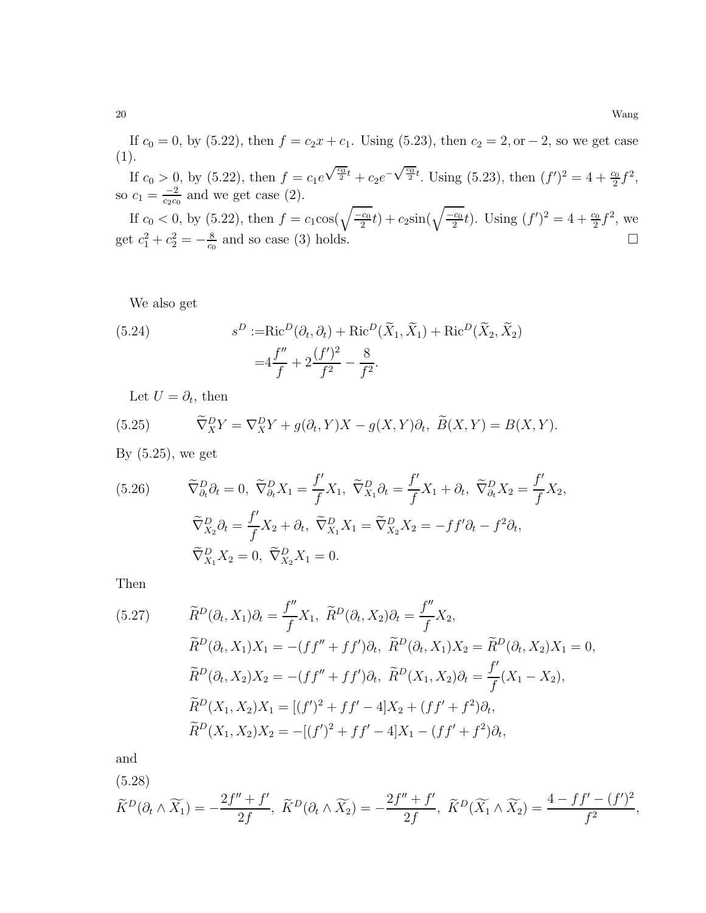If $c_0 = 0$, by (5.22), then $f = c_2 x + c_1$. Using (5.23), then $c_2 = 2, \text{or} -2$, so we get case (1).

If $c_0 > 0$, by (5.22), then $f = c_1 e^{\sqrt{\frac{c_0}{2}}t} + c_2 e^{-\sqrt{\frac{c_0}{2}}t}$. Using (5.23), then $(f')^2 = 4 + \frac{c_0}{2} f^2$, so $c_1 = \frac{-2}{c_2 c_0}$ and we get case (2).

If $c_0 < 0$, by (5.22), then $f = c_1 \cos(\sqrt{\frac{-c_0}{2}}t) + c_2 \sin(\sqrt{\frac{-c_0}{2}}t)$. Using $(f')^2 = 4 + \frac{c_0}{2} f^2$, we get $c_1^2 + c_2^2 = -\frac{8}{c_0}$ and so case (3) holds. $\square$

We also get

$$
\begin{aligned}
s^D :=& \mathrm{Ric}^D(\partial_t, \partial_t) + \mathrm{Ric}^D(\widetilde{X}_1, \widetilde{X}_1) + \mathrm{Ric}^D(\widetilde{X}_2, \widetilde{X}_2) \\
=& 4\frac{f''}{f} + 2\frac{(f')^2}{f^2} - \frac{8}{f^2}.
\end{aligned}
\tag{5.24}
$$

Let $U = \partial_t$, then

$$
\widetilde{\nabla}^D_X Y = \nabla^D_X Y + g(\partial_t, Y)X - g(X, Y)\partial_t, \ \widetilde{B}(X, Y) = B(X, Y).
\tag{5.25}
$$

By (5.25), we get

$$
\begin{aligned}
&\widetilde{\nabla}^D_{\partial_t}\partial_t = 0, \ \widetilde{\nabla}^D_{\partial_t} X_1 = \frac{f'}{f} X_1, \ \widetilde{\nabla}^D_{X_1}\partial_t = \frac{f'}{f} X_1 + \partial_t, \ \widetilde{\nabla}^D_{\partial_t} X_2 = \frac{f'}{f} X_2, \\
&\widetilde{\nabla}^D_{X_2}\partial_t = \frac{f'}{f} X_2 + \partial_t, \ \widetilde{\nabla}^D_{X_1} X_1 = \widetilde{\nabla}^D_{X_2} X_2 = -ff'\partial_t - f^2\partial_t, \\
&\widetilde{\nabla}^D_{X_1} X_2 = 0, \ \widetilde{\nabla}^D_{X_2} X_1 = 0.
\end{aligned}
\tag{5.26}
$$

Then

$$
\begin{aligned}
&\widetilde{R}^D(\partial_t, X_1)\partial_t = \frac{f''}{f} X_1, \ \widetilde{R}^D(\partial_t, X_2)\partial_t = \frac{f''}{f} X_2, \\
&\widetilde{R}^D(\partial_t, X_1)X_1 = -(ff'' + ff')\partial_t, \ \widetilde{R}^D(\partial_t, X_1)X_2 = \widetilde{R}^D(\partial_t, X_2)X_1 = 0, \\
&\widetilde{R}^D(\partial_t, X_2)X_2 = -(ff'' + ff')\partial_t, \ \widetilde{R}^D(X_1, X_2)\partial_t = \frac{f'}{f}(X_1 - X_2), \\
&\widetilde{R}^D(X_1, X_2)X_1 = [(f')^2 + ff' - 4]X_2 + (ff' + f^2)\partial_t, \\
&\widetilde{R}^D(X_1, X_2)X_2 = -[(f')^2 + ff' - 4]X_1 - (ff' + f^2)\partial_t,
\end{aligned}
\tag{5.27}
$$

and

(5.28)

$$
\widetilde{K}^D(\partial_t \wedge \widetilde{X_1}) = -\frac{2f'' + f'}{2f}, \ \widetilde{K}^D(\partial_t \wedge \widetilde{X_2}) = -\frac{2f'' + f'}{2f}, \ \widetilde{K}^D(\widetilde{X_1} \wedge \widetilde{X_2}) = \frac{4 - ff' - (f')^2}{f^2},
$$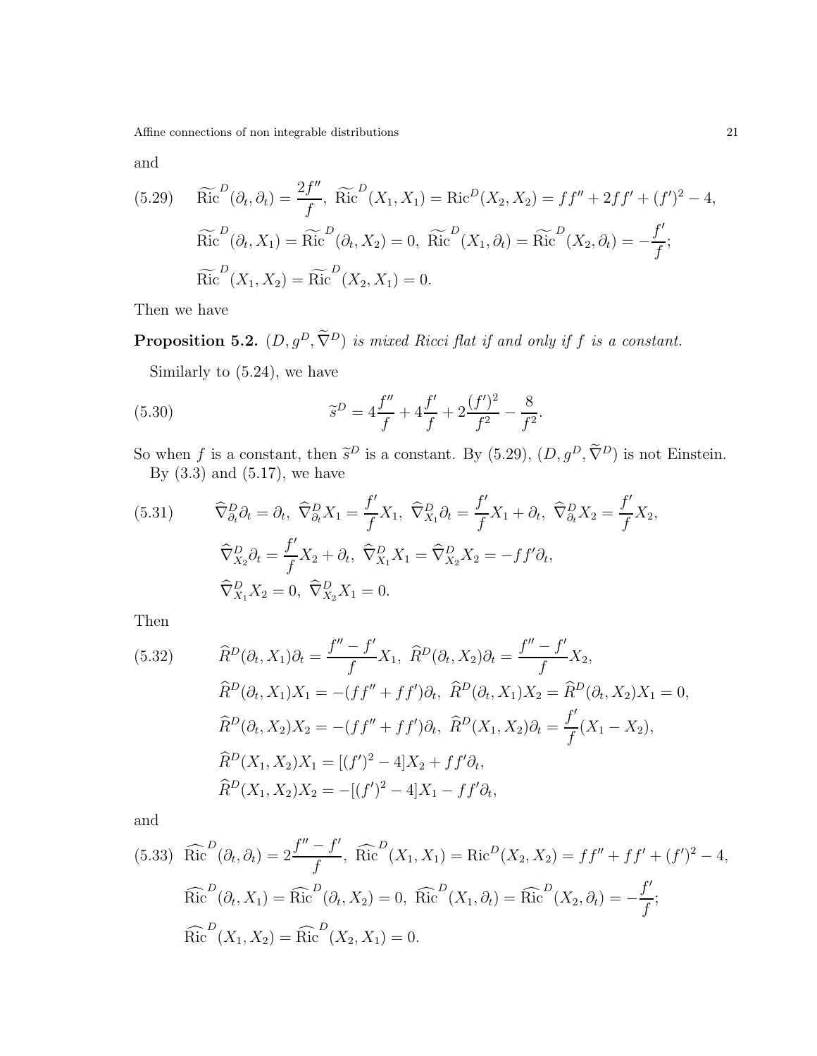and

$$
\tag{5.29}
\begin{aligned}
&\widetilde{\mathrm{Ric}}^{D}(\partial_t,\partial_t)=\frac{2f''}{f},\ \widetilde{\mathrm{Ric}}^{D}(X_1,X_1)=\mathrm{Ric}^{D}(X_2,X_2)=ff''+2ff'+(f')^2-4,\\
&\widetilde{\mathrm{Ric}}^{D}(\partial_t,X_1)=\widetilde{\mathrm{Ric}}^{D}(\partial_t,X_2)=0,\ \widetilde{\mathrm{Ric}}^{D}(X_1,\partial_t)=\widetilde{\mathrm{Ric}}^{D}(X_2,\partial_t)=-\frac{f'}{f};\\
&\widetilde{\mathrm{Ric}}^{D}(X_1,X_2)=\widetilde{\mathrm{Ric}}^{D}(X_2,X_1)=0.
\end{aligned}
$$

Then we have

**Proposition 5.2.** *$(D,g^D,\widetilde{\nabla}^D)$ is mixed Ricci flat if and only if $f$ is a constant.*

Similarly to (5.24), we have

$$
\tag{5.30}
\widetilde{s}^D=4\frac{f''}{f}+4\frac{f'}{f}+2\frac{(f')^2}{f^2}-\frac{8}{f^2}.
$$

So when $f$ is a constant, then $\widetilde{s}^D$ is a constant. By (5.29), $(D,g^D,\widetilde{\nabla}^D)$ is not Einstein.

By (3.3) and (5.17), we have

$$
\tag{5.31}
\begin{aligned}
&\widehat{\nabla}^D_{\partial_t}\partial_t=\partial_t,\ \widehat{\nabla}^D_{\partial_t}X_1=\frac{f'}{f}X_1,\ \widehat{\nabla}^D_{X_1}\partial_t=\frac{f'}{f}X_1+\partial_t,\ \widehat{\nabla}^D_{\partial_t}X_2=\frac{f'}{f}X_2,\\
&\widehat{\nabla}^D_{X_2}\partial_t=\frac{f'}{f}X_2+\partial_t,\ \widehat{\nabla}^D_{X_1}X_1=\widehat{\nabla}^D_{X_2}X_2=-ff'\partial_t,\\
&\widehat{\nabla}^D_{X_1}X_2=0,\ \widehat{\nabla}^D_{X_2}X_1=0.
\end{aligned}
$$

Then

$$
\tag{5.32}
\begin{aligned}
&\widehat{R}^D(\partial_t,X_1)\partial_t=\frac{f''-f'}{f}X_1,\ \widehat{R}^D(\partial_t,X_2)\partial_t=\frac{f''-f'}{f}X_2,\\
&\widehat{R}^D(\partial_t,X_1)X_1=-(ff''+ff')\partial_t,\ \widehat{R}^D(\partial_t,X_1)X_2=\widehat{R}^D(\partial_t,X_2)X_1=0,\\
&\widehat{R}^D(\partial_t,X_2)X_2=-(ff''+ff')\partial_t,\ \widehat{R}^D(X_1,X_2)\partial_t=\frac{f'}{f}(X_1-X_2),\\
&\widehat{R}^D(X_1,X_2)X_1=[(f')^2-4]X_2+ff'\partial_t,\\
&\widehat{R}^D(X_1,X_2)X_2=-[(f')^2-4]X_1-ff'\partial_t,
\end{aligned}
$$

and

$$
\tag{5.33}
\begin{aligned}
&\widehat{\mathrm{Ric}}^{D}(\partial_t,\partial_t)=2\frac{f''-f'}{f},\ \widehat{\mathrm{Ric}}^{D}(X_1,X_1)=\mathrm{Ric}^{D}(X_2,X_2)=ff''+ff'+(f')^2-4,\\
&\widehat{\mathrm{Ric}}^{D}(\partial_t,X_1)=\widehat{\mathrm{Ric}}^{D}(\partial_t,X_2)=0,\ \widehat{\mathrm{Ric}}^{D}(X_1,\partial_t)=\widehat{\mathrm{Ric}}^{D}(X_2,\partial_t)=-\frac{f'}{f};\\
&\widehat{\mathrm{Ric}}^{D}(X_1,X_2)=\widehat{\mathrm{Ric}}^{D}(X_2,X_1)=0.
\end{aligned}
$$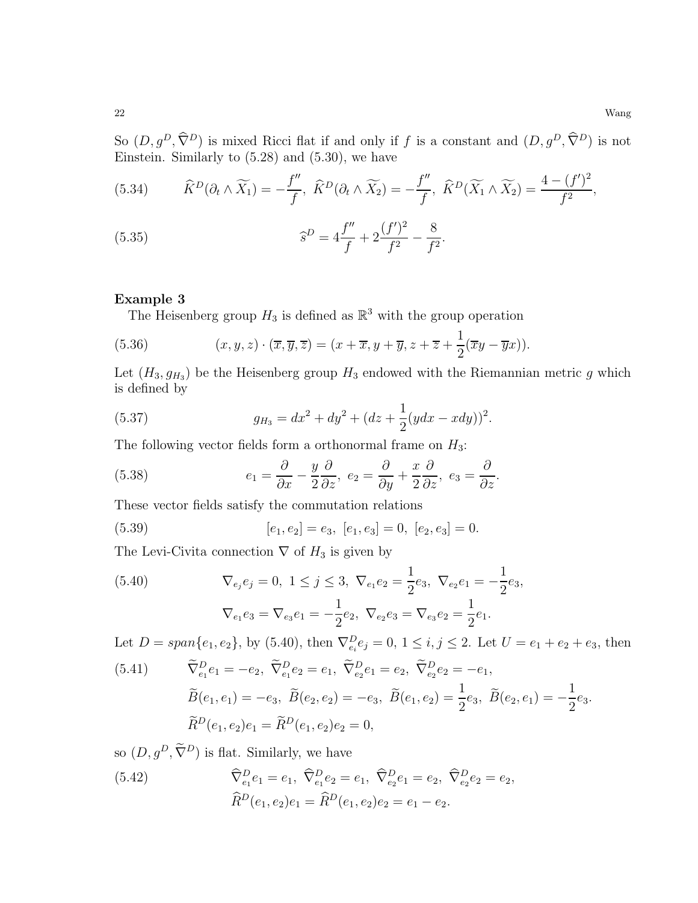So $(D, g^D, \widehat{\nabla}^D)$ is mixed Ricci flat if and only if $f$ is a constant and $(D, g^D, \widehat{\nabla}^D)$ is not Einstein. Similarly to (5.28) and (5.30), we have

$$\widehat{K}^D(\partial_t \wedge \widetilde{X_1}) = -\frac{f''}{f},\ \widehat{K}^D(\partial_t \wedge \widetilde{X_2}) = -\frac{f''}{f},\ \widehat{K}^D(\widetilde{X_1} \wedge \widetilde{X_2}) = \frac{4-(f')^2}{f^2}, \tag{5.34}$$

$$\widehat{s}^D = 4\frac{f''}{f} + 2\frac{(f')^2}{f^2} - \frac{8}{f^2}. \tag{5.35}$$

**Example 3**

The Heisenberg group $H_3$ is defined as $\mathbb{R}^3$ with the group operation

$$(x, y, z) \cdot (\overline{x}, \overline{y}, \overline{z}) = (x + \overline{x}, y + \overline{y}, z + \overline{z} + \frac{1}{2}(\overline{x}y - \overline{y}x)). \tag{5.36}$$

Let $(H_3, g_{H_3})$ be the Heisenberg group $H_3$ endowed with the Riemannian metric $g$ which is defined by

$$g_{H_3} = dx^2 + dy^2 + (dz + \frac{1}{2}(ydx - xdy))^2. \tag{5.37}$$

The following vector fields form a orthonormal frame on $H_3$:

$$e_1 = \frac{\partial}{\partial x} - \frac{y}{2}\frac{\partial}{\partial z},\ e_2 = \frac{\partial}{\partial y} + \frac{x}{2}\frac{\partial}{\partial z},\ e_3 = \frac{\partial}{\partial z}. \tag{5.38}$$

These vector fields satisfy the commutation relations

$$[e_1, e_2] = e_3,\ [e_1, e_3] = 0,\ [e_2, e_3] = 0. \tag{5.39}$$

The Levi-Civita connection $\nabla$ of $H_3$ is given by

$$\begin{aligned} &\nabla_{e_j} e_j = 0,\ 1 \leq j \leq 3,\ \nabla_{e_1} e_2 = \frac{1}{2}e_3,\ \nabla_{e_2} e_1 = -\frac{1}{2}e_3, \\ &\nabla_{e_1} e_3 = \nabla_{e_3} e_1 = -\frac{1}{2}e_2,\ \nabla_{e_2} e_3 = \nabla_{e_3} e_2 = \frac{1}{2}e_1. \end{aligned} \tag{5.40}$$

Let $D = span\{e_1, e_2\}$, by (5.40), then $\nabla^D_{e_i} e_j = 0$, $1 \leq i, j \leq 2$. Let $U = e_1 + e_2 + e_3$, then

$$\begin{aligned} &\widetilde{\nabla}^D_{e_1} e_1 = -e_2,\ \widetilde{\nabla}^D_{e_1} e_2 = e_1,\ \widetilde{\nabla}^D_{e_2} e_1 = e_2,\ \widetilde{\nabla}^D_{e_2} e_2 = -e_1, \\ &\widetilde{B}(e_1, e_1) = -e_3,\ \widetilde{B}(e_2, e_2) = -e_3,\ \widetilde{B}(e_1, e_2) = \frac{1}{2}e_3,\ \widetilde{B}(e_2, e_1) = -\frac{1}{2}e_3. \\ &\widetilde{R}^D(e_1, e_2)e_1 = \widetilde{R}^D(e_1, e_2)e_2 = 0, \end{aligned} \tag{5.41}$$

so $(D, g^D, \widetilde{\nabla}^D)$ is flat. Similarly, we have

$$\begin{aligned} &\widehat{\nabla}^D_{e_1} e_1 = e_1,\ \widehat{\nabla}^D_{e_1} e_2 = e_1,\ \widehat{\nabla}^D_{e_2} e_1 = e_2,\ \widehat{\nabla}^D_{e_2} e_2 = e_2, \\ &\widehat{R}^D(e_1, e_2)e_1 = \widehat{R}^D(e_1, e_2)e_2 = e_1 - e_2. \end{aligned} \tag{5.42}$$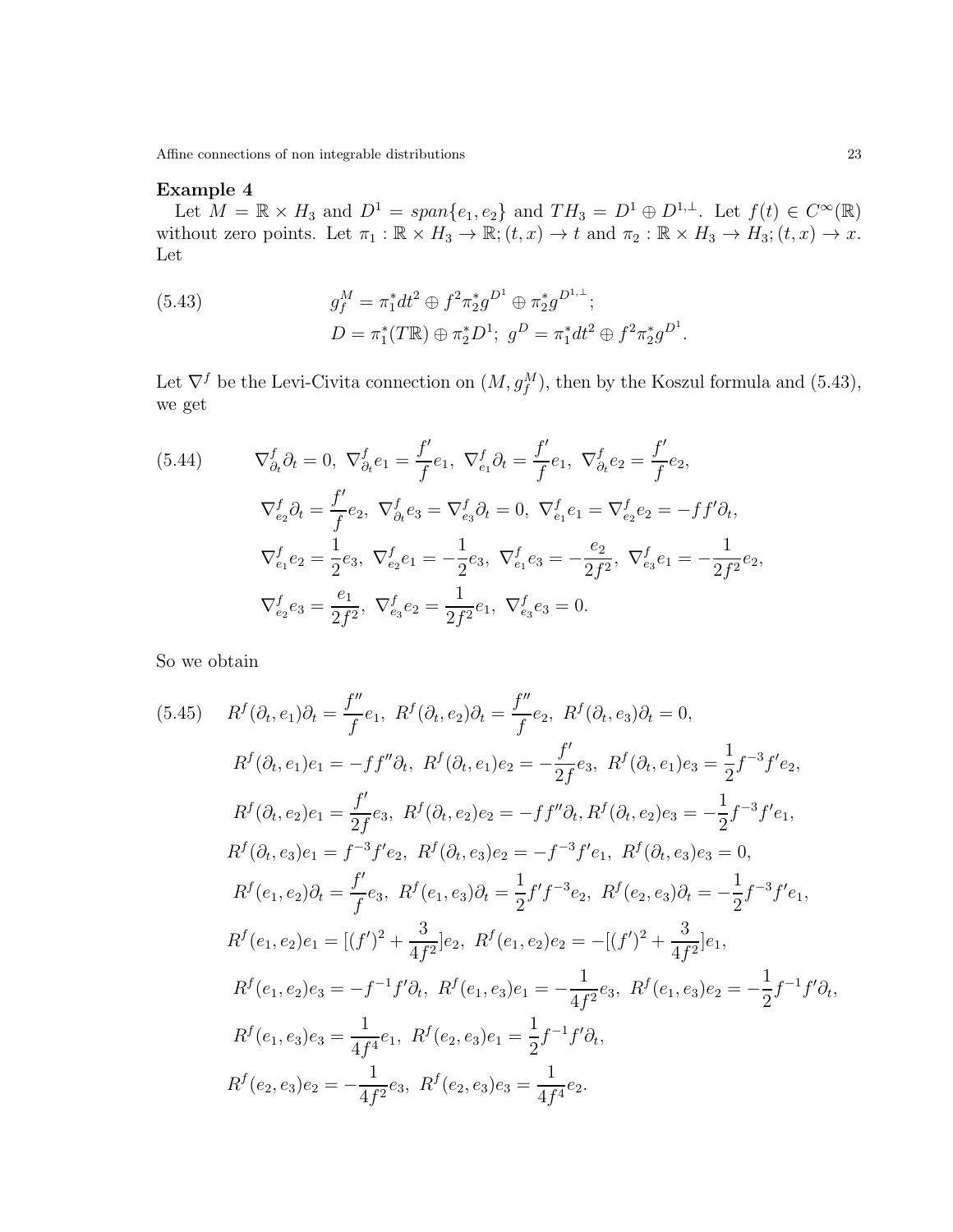**Example 4**

Let $M = \mathbb{R} \times H_3$ and $D^1 = span\{e_1, e_2\}$ and $TH_3 = D^1 \oplus D^{1,\perp}$. Let $f(t) \in C^\infty(\mathbb{R})$ without zero points. Let $\pi_1 : \mathbb{R} \times H_3 \to \mathbb{R}; (t, x) \to t$ and $\pi_2 : \mathbb{R} \times H_3 \to H_3; (t, x) \to x$. Let

$$
\begin{aligned}
(5.43) \qquad & g_f^M = \pi_1^* dt^2 \oplus f^2 \pi_2^* g^{D^1} \oplus \pi_2^* g^{D^{1,\perp}}; \\
& D = \pi_1^*(T\mathbb{R}) \oplus \pi_2^* D^1; \ g^D = \pi_1^* dt^2 \oplus f^2 \pi_2^* g^{D^1}.
\end{aligned}
$$

Let $\nabla^f$ be the Levi-Civita connection on $(M, g_f^M)$, then by the Koszul formula and (5.43), we get

$$
\begin{aligned}
(5.44) \qquad & \nabla^f_{\partial_t}\partial_t = 0, \ \nabla^f_{\partial_t} e_1 = \frac{f'}{f} e_1, \ \nabla^f_{e_1}\partial_t = \frac{f'}{f} e_1, \ \nabla^f_{\partial_t} e_2 = \frac{f'}{f} e_2, \\
& \nabla^f_{e_2}\partial_t = \frac{f'}{f} e_2, \ \nabla^f_{\partial_t} e_3 = \nabla^f_{e_3}\partial_t = 0, \ \nabla^f_{e_1} e_1 = \nabla^f_{e_2} e_2 = -ff'\partial_t, \\
& \nabla^f_{e_1} e_2 = \frac{1}{2} e_3, \ \nabla^f_{e_2} e_1 = -\frac{1}{2} e_3, \ \nabla^f_{e_1} e_3 = -\frac{e_2}{2f^2}, \ \nabla^f_{e_3} e_1 = -\frac{1}{2f^2} e_2, \\
& \nabla^f_{e_2} e_3 = \frac{e_1}{2f^2}, \ \nabla^f_{e_3} e_2 = \frac{1}{2f^2} e_1, \ \nabla^f_{e_3} e_3 = 0.
\end{aligned}
$$

So we obtain

$$
\begin{aligned}
(5.45) \qquad & R^f(\partial_t, e_1)\partial_t = \frac{f''}{f} e_1, \ R^f(\partial_t, e_2)\partial_t = \frac{f''}{f} e_2, \ R^f(\partial_t, e_3)\partial_t = 0, \\
& R^f(\partial_t, e_1)e_1 = -ff''\partial_t, \ R^f(\partial_t, e_1)e_2 = -\frac{f'}{2f} e_3, \ R^f(\partial_t, e_1)e_3 = \frac{1}{2} f^{-3} f' e_2, \\
& R^f(\partial_t, e_2)e_1 = \frac{f'}{2f} e_3, \ R^f(\partial_t, e_2)e_2 = -ff''\partial_t, R^f(\partial_t, e_2)e_3 = -\frac{1}{2} f^{-3} f' e_1, \\
& R^f(\partial_t, e_3)e_1 = f^{-3} f' e_2, \ R^f(\partial_t, e_3)e_2 = -f^{-3} f' e_1, \ R^f(\partial_t, e_3)e_3 = 0, \\
& R^f(e_1, e_2)\partial_t = \frac{f'}{f} e_3, \ R^f(e_1, e_3)\partial_t = \frac{1}{2} f' f^{-3} e_2, \ R^f(e_2, e_3)\partial_t = -\frac{1}{2} f^{-3} f' e_1, \\
& R^f(e_1, e_2)e_1 = [(f')^2 + \frac{3}{4f^2}] e_2, \ R^f(e_1, e_2)e_2 = -[(f')^2 + \frac{3}{4f^2}] e_1, \\
& R^f(e_1, e_2)e_3 = -f^{-1} f' \partial_t, \ R^f(e_1, e_3)e_1 = -\frac{1}{4f^2} e_3, \ R^f(e_1, e_3)e_2 = -\frac{1}{2} f^{-1} f' \partial_t, \\
& R^f(e_1, e_3)e_3 = \frac{1}{4f^4} e_1, \ R^f(e_2, e_3)e_1 = \frac{1}{2} f^{-1} f' \partial_t, \\
& R^f(e_2, e_3)e_2 = -\frac{1}{4f^2} e_3, \ R^f(e_2, e_3)e_3 = \frac{1}{4f^4} e_2.
\end{aligned}
$$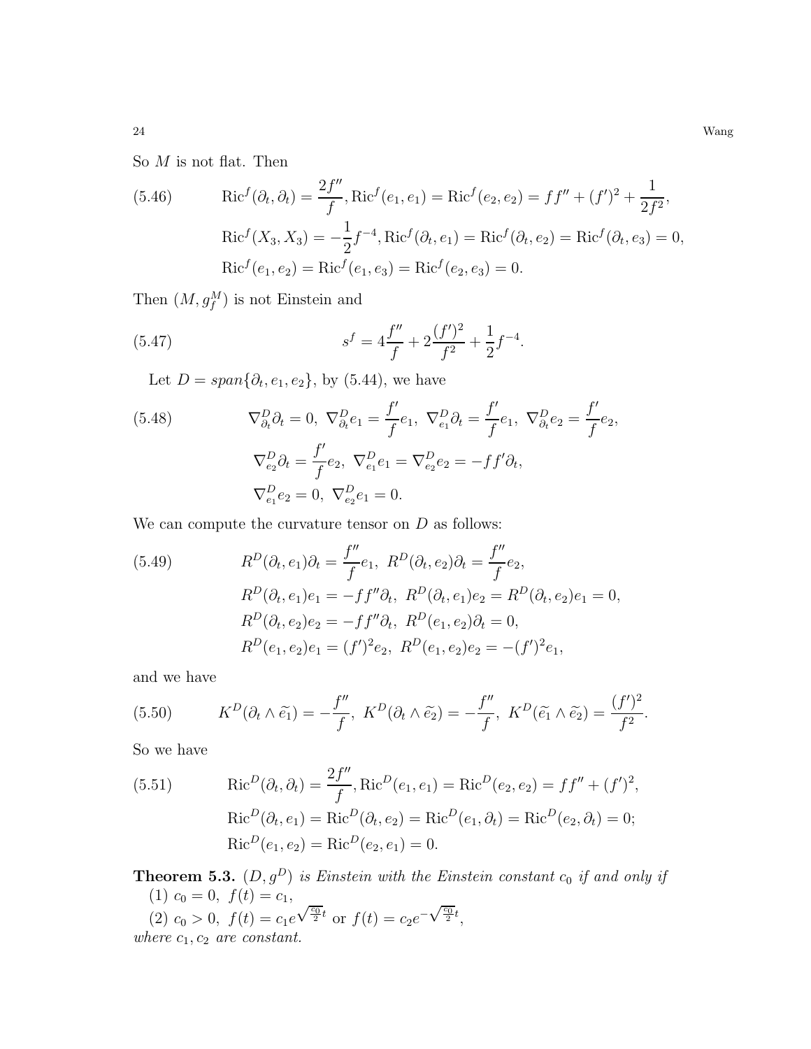So $M$ is not flat. Then

$$
\begin{aligned}
(5.46)\qquad & \mathrm{Ric}^f(\partial_t,\partial_t)=\frac{2f''}{f}, \mathrm{Ric}^f(e_1,e_1)=\mathrm{Ric}^f(e_2,e_2)=ff''+(f')^2+\frac{1}{2f^2},\\
& \mathrm{Ric}^f(X_3,X_3)=-\frac{1}{2}f^{-4}, \mathrm{Ric}^f(\partial_t,e_1)=\mathrm{Ric}^f(\partial_t,e_2)=\mathrm{Ric}^f(\partial_t,e_3)=0,\\
& \mathrm{Ric}^f(e_1,e_2)=\mathrm{Ric}^f(e_1,e_3)=\mathrm{Ric}^f(e_2,e_3)=0.
\end{aligned}
$$

Then $(M,g_f^M)$ is not Einstein and

$$
(5.47)\qquad s^f=4\frac{f''}{f}+2\frac{(f')^2}{f^2}+\frac{1}{2}f^{-4}.
$$

Let $D=span\{\partial_t,e_1,e_2\}$, by (5.44), we have

$$
\begin{aligned}
(5.48)\qquad & \nabla^D_{\partial_t}\partial_t=0,\ \nabla^D_{\partial_t}e_1=\frac{f'}{f}e_1,\ \nabla^D_{e_1}\partial_t=\frac{f'}{f}e_1,\ \nabla^D_{\partial_t}e_2=\frac{f'}{f}e_2,\\
& \nabla^D_{e_2}\partial_t=\frac{f'}{f}e_2,\ \nabla^D_{e_1}e_1=\nabla^D_{e_2}e_2=-ff'\partial_t,\\
& \nabla^D_{e_1}e_2=0,\ \nabla^D_{e_2}e_1=0.
\end{aligned}
$$

We can compute the curvature tensor on $D$ as follows:

$$
\begin{aligned}
(5.49)\qquad & R^D(\partial_t,e_1)\partial_t=\frac{f''}{f}e_1,\ R^D(\partial_t,e_2)\partial_t=\frac{f''}{f}e_2,\\
& R^D(\partial_t,e_1)e_1=-ff''\partial_t,\ R^D(\partial_t,e_1)e_2=R^D(\partial_t,e_2)e_1=0,\\
& R^D(\partial_t,e_2)e_2=-ff''\partial_t,\ R^D(e_1,e_2)\partial_t=0,\\
& R^D(e_1,e_2)e_1=(f')^2e_2,\ R^D(e_1,e_2)e_2=-(f')^2e_1,
\end{aligned}
$$

and we have

$$
(5.50)\qquad K^D(\partial_t\wedge\widetilde{e_1})=-\frac{f''}{f},\ K^D(\partial_t\wedge\widetilde{e_2})=-\frac{f''}{f},\ K^D(\widetilde{e_1}\wedge\widetilde{e_2})=\frac{(f')^2}{f^2}.
$$

So we have

$$
\begin{aligned}
(5.51)\qquad & \mathrm{Ric}^D(\partial_t,\partial_t)=\frac{2f''}{f}, \mathrm{Ric}^D(e_1,e_1)=\mathrm{Ric}^D(e_2,e_2)=ff''+(f')^2,\\
& \mathrm{Ric}^D(\partial_t,e_1)=\mathrm{Ric}^D(\partial_t,e_2)=\mathrm{Ric}^D(e_1,\partial_t)=\mathrm{Ric}^D(e_2,\partial_t)=0;\\
& \mathrm{Ric}^D(e_1,e_2)=\mathrm{Ric}^D(e_2,e_1)=0.
\end{aligned}
$$

**Theorem 5.3.** *$(D,g^D)$ is Einstein with the Einstein constant $c_0$ if and only if*
(1) $c_0=0,\ f(t)=c_1,$
(2) $c_0>0,\ f(t)=c_1e^{\sqrt{\frac{c_0}{2}}t}$ or $f(t)=c_2e^{-\sqrt{\frac{c_0}{2}}t},$
*where $c_1,c_2$ are constant.*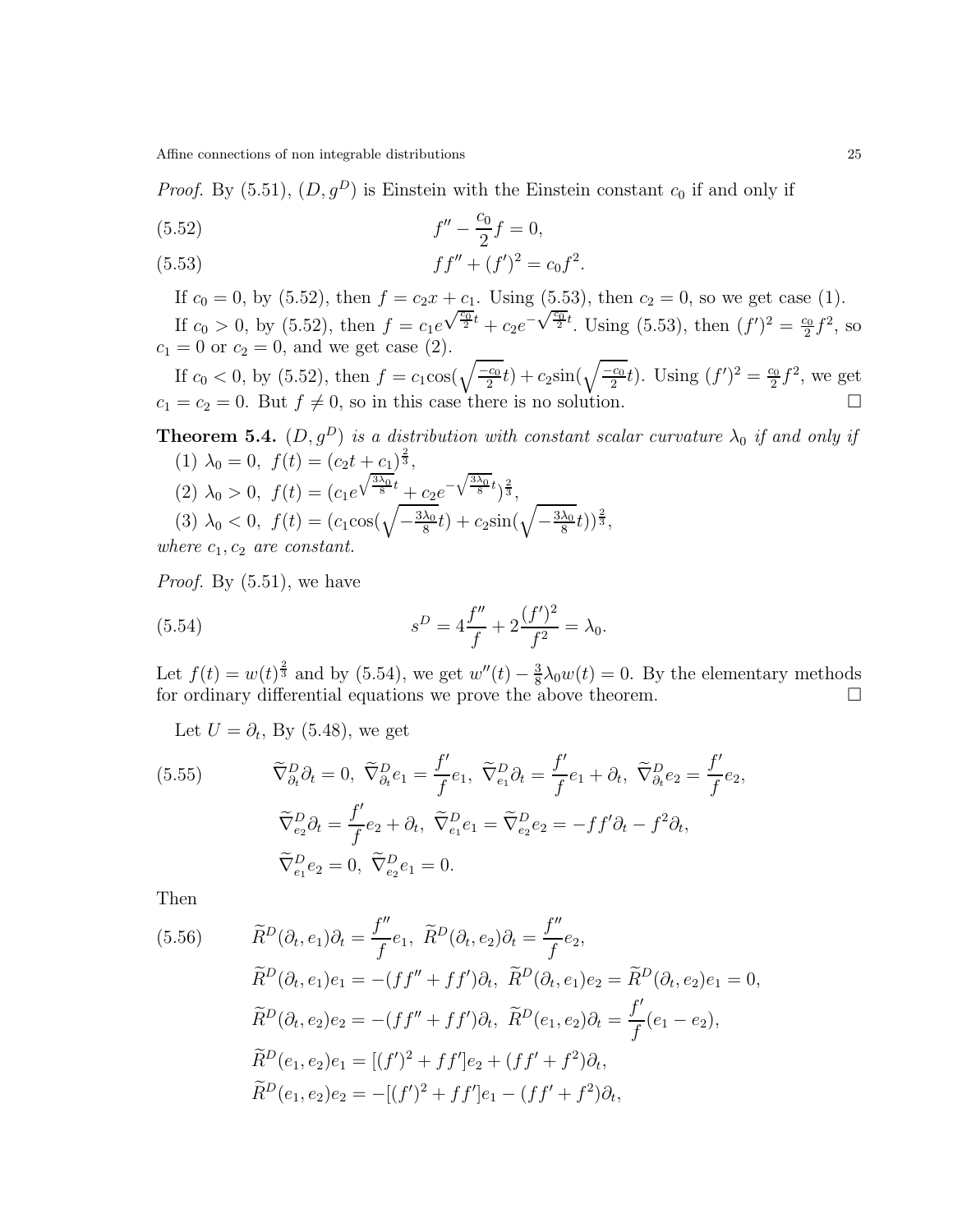*Proof.* By (5.51), $(D, g^D)$ is Einstein with the Einstein constant $c_0$ if and only if

$$f'' - \frac{c_0}{2}f = 0, \tag{5.52}$$

$$ff'' + (f')^2 = c_0 f^2. \tag{5.53}$$

If $c_0 = 0$, by (5.52), then $f = c_2 x + c_1$. Using (5.53), then $c_2 = 0$, so we get case (1).

If $c_0 > 0$, by (5.52), then $f = c_1 e^{\sqrt{\frac{c_0}{2}}t} + c_2 e^{-\sqrt{\frac{c_0}{2}}t}$. Using (5.53), then $(f')^2 = \frac{c_0}{2}f^2$, so $c_1 = 0$ or $c_2 = 0$, and we get case (2).

If $c_0 < 0$, by (5.52), then $f = c_1 \mathrm{cos}(\sqrt{\frac{-c_0}{2}}t) + c_2 \mathrm{sin}(\sqrt{\frac{-c_0}{2}}t)$. Using $(f')^2 = \frac{c_0}{2}f^2$, we get $c_1 = c_2 = 0$. But $f \neq 0$, so in this case there is no solution. $\square$

**Theorem 5.4.** *$(D, g^D)$ is a distribution with constant scalar curvature $\lambda_0$ if and only if*

(1) $\lambda_0 = 0,\ f(t) = (c_2 t + c_1)^{\frac{2}{3}}$,

(2) $\lambda_0 > 0,\ f(t) = (c_1 e^{\sqrt{\frac{3\lambda_0}{8}}t} + c_2 e^{-\sqrt{\frac{3\lambda_0}{8}}t})^{\frac{2}{3}}$,

(3) $\lambda_0 < 0,\ f(t) = (c_1 \mathrm{cos}(\sqrt{-\frac{3\lambda_0}{8}}t) + c_2 \mathrm{sin}(\sqrt{-\frac{3\lambda_0}{8}}t))^{\frac{2}{3}}$,

*where $c_1, c_2$ are constant.*

*Proof.* By (5.51), we have

$$s^D = 4\frac{f''}{f} + 2\frac{(f')^2}{f^2} = \lambda_0. \tag{5.54}$$

Let $f(t) = w(t)^{\frac{2}{3}}$ and by (5.54), we get $w''(t) - \frac{3}{8}\lambda_0 w(t) = 0$. By the elementary methods for ordinary differential equations we prove the above theorem. $\square$

Let $U = \partial_t$, By (5.48), we get

$$\begin{aligned}
&\widetilde{\nabla}^D_{\partial_t}\partial_t = 0,\ \widetilde{\nabla}^D_{\partial_t}e_1 = \frac{f'}{f}e_1,\ \widetilde{\nabla}^D_{e_1}\partial_t = \frac{f'}{f}e_1 + \partial_t,\ \widetilde{\nabla}^D_{\partial_t}e_2 = \frac{f'}{f}e_2,\\
&\widetilde{\nabla}^D_{e_2}\partial_t = \frac{f'}{f}e_2 + \partial_t,\ \widetilde{\nabla}^D_{e_1}e_1 = \widetilde{\nabla}^D_{e_2}e_2 = -ff'\partial_t - f^2\partial_t,\\
&\widetilde{\nabla}^D_{e_1}e_2 = 0,\ \widetilde{\nabla}^D_{e_2}e_1 = 0.
\end{aligned} \tag{5.55}$$

Then

$$\begin{aligned}
&\widetilde{R}^D(\partial_t, e_1)\partial_t = \frac{f''}{f}e_1,\ \widetilde{R}^D(\partial_t, e_2)\partial_t = \frac{f''}{f}e_2,\\
&\widetilde{R}^D(\partial_t, e_1)e_1 = -(ff'' + ff')\partial_t,\ \widetilde{R}^D(\partial_t, e_1)e_2 = \widetilde{R}^D(\partial_t, e_2)e_1 = 0,\\
&\widetilde{R}^D(\partial_t, e_2)e_2 = -(ff'' + ff')\partial_t,\ \widetilde{R}^D(e_1, e_2)\partial_t = \frac{f'}{f}(e_1 - e_2),\\
&\widetilde{R}^D(e_1, e_2)e_1 = [(f')^2 + ff']e_2 + (ff' + f^2)\partial_t,\\
&\widetilde{R}^D(e_1, e_2)e_2 = -[(f')^2 + ff']e_1 - (ff' + f^2)\partial_t,
\end{aligned} \tag{5.56}$$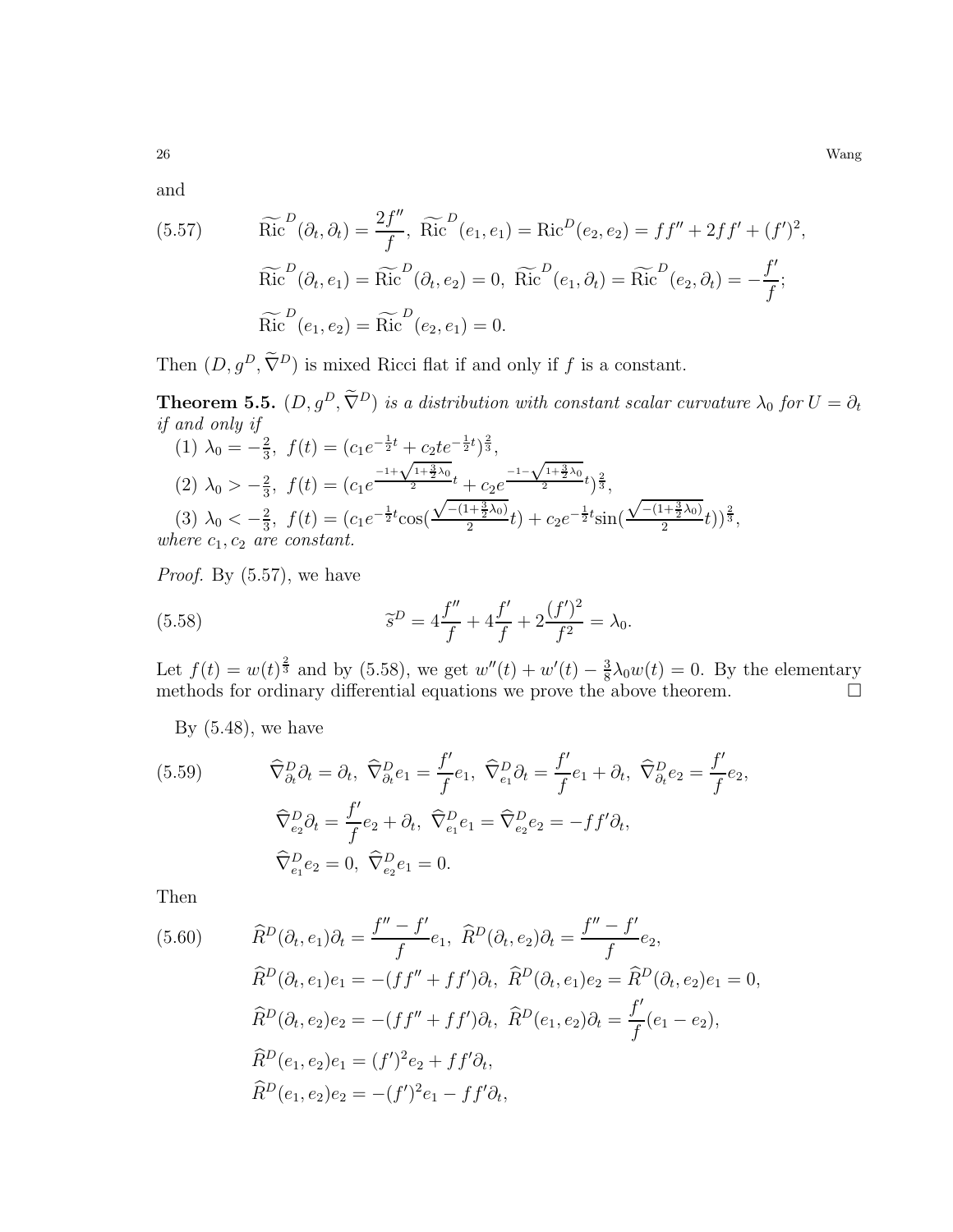and

$$
\begin{aligned}
(5.57)\qquad &\widetilde{\mathrm{Ric}}^D(\partial_t,\partial_t)=\frac{2f''}{f},\ \widetilde{\mathrm{Ric}}^D(e_1,e_1)=\mathrm{Ric}^D(e_2,e_2)=ff''+2ff'+(f')^2,\\
&\widetilde{\mathrm{Ric}}^D(\partial_t,e_1)=\widetilde{\mathrm{Ric}}^D(\partial_t,e_2)=0,\ \widetilde{\mathrm{Ric}}^D(e_1,\partial_t)=\widetilde{\mathrm{Ric}}^D(e_2,\partial_t)=-\frac{f'}{f};\\
&\widetilde{\mathrm{Ric}}^D(e_1,e_2)=\widetilde{\mathrm{Ric}}^D(e_2,e_1)=0.
\end{aligned}
$$

Then $(D,g^D,\widetilde{\nabla}^D)$ is mixed Ricci flat if and only if $f$ is a constant.

**Theorem 5.5.** *$(D,g^D,\widetilde{\nabla}^D)$ is a distribution with constant scalar curvature $\lambda_0$ for $U=\partial_t$ if and only if*

(1) $\lambda_0=-\frac{2}{3},\ f(t)=(c_1e^{-\frac{1}{2}t}+c_2te^{-\frac{1}{2}t})^{\frac{2}{3}}$,

(2) $\lambda_0>-\frac{2}{3},\ f(t)=(c_1e^{\frac{-1+\sqrt{1+\frac{3}{2}\lambda_0}}{2}t}+c_2e^{\frac{-1-\sqrt{1+\frac{3}{2}\lambda_0}}{2}t})^{\frac{2}{3}}$,

(3) $\lambda_0<-\frac{2}{3},\ f(t)=(c_1e^{-\frac{1}{2}t}\cos(\frac{\sqrt{-(1+\frac{3}{2}\lambda_0)}}{2}t)+c_2e^{-\frac{1}{2}t}\sin(\frac{\sqrt{-(1+\frac{3}{2}\lambda_0)}}{2}t))^{\frac{2}{3}}$,

*where $c_1,c_2$ are constant.*

*Proof.* By (5.57), we have

$$
(5.58)\qquad \widetilde{s}^D=4\frac{f''}{f}+4\frac{f'}{f}+2\frac{(f')^2}{f^2}=\lambda_0.
$$

Let $f(t)=w(t)^{\frac{2}{3}}$ and by (5.58), we get $w''(t)+w'(t)-\frac{3}{8}\lambda_0w(t)=0$. By the elementary methods for ordinary differential equations we prove the above theorem. □

By (5.48), we have

$$
\begin{aligned}
(5.59)\qquad &\widehat{\nabla}^D_{\partial_t}\partial_t=\partial_t,\ \widehat{\nabla}^D_{\partial_t}e_1=\frac{f'}{f}e_1,\ \widehat{\nabla}^D_{e_1}\partial_t=\frac{f'}{f}e_1+\partial_t,\ \widehat{\nabla}^D_{\partial_t}e_2=\frac{f'}{f}e_2,\\
&\widehat{\nabla}^D_{e_2}\partial_t=\frac{f'}{f}e_2+\partial_t,\ \widehat{\nabla}^D_{e_1}e_1=\widehat{\nabla}^D_{e_2}e_2=-ff'\partial_t,\\
&\widehat{\nabla}^D_{e_1}e_2=0,\ \widehat{\nabla}^D_{e_2}e_1=0.
\end{aligned}
$$

Then

$$
\begin{aligned}
(5.60)\qquad &\widehat{R}^D(\partial_t,e_1)\partial_t=\frac{f''-f'}{f}e_1,\ \widehat{R}^D(\partial_t,e_2)\partial_t=\frac{f''-f'}{f}e_2,\\
&\widehat{R}^D(\partial_t,e_1)e_1=-(ff''+ff')\partial_t,\ \widehat{R}^D(\partial_t,e_1)e_2=\widehat{R}^D(\partial_t,e_2)e_1=0,\\
&\widehat{R}^D(\partial_t,e_2)e_2=-(ff''+ff')\partial_t,\ \widehat{R}^D(e_1,e_2)\partial_t=\frac{f'}{f}(e_1-e_2),\\
&\widehat{R}^D(e_1,e_2)e_1=(f')^2e_2+ff'\partial_t,\\
&\widehat{R}^D(e_1,e_2)e_2=-(f')^2e_1-ff'\partial_t,
\end{aligned}
$$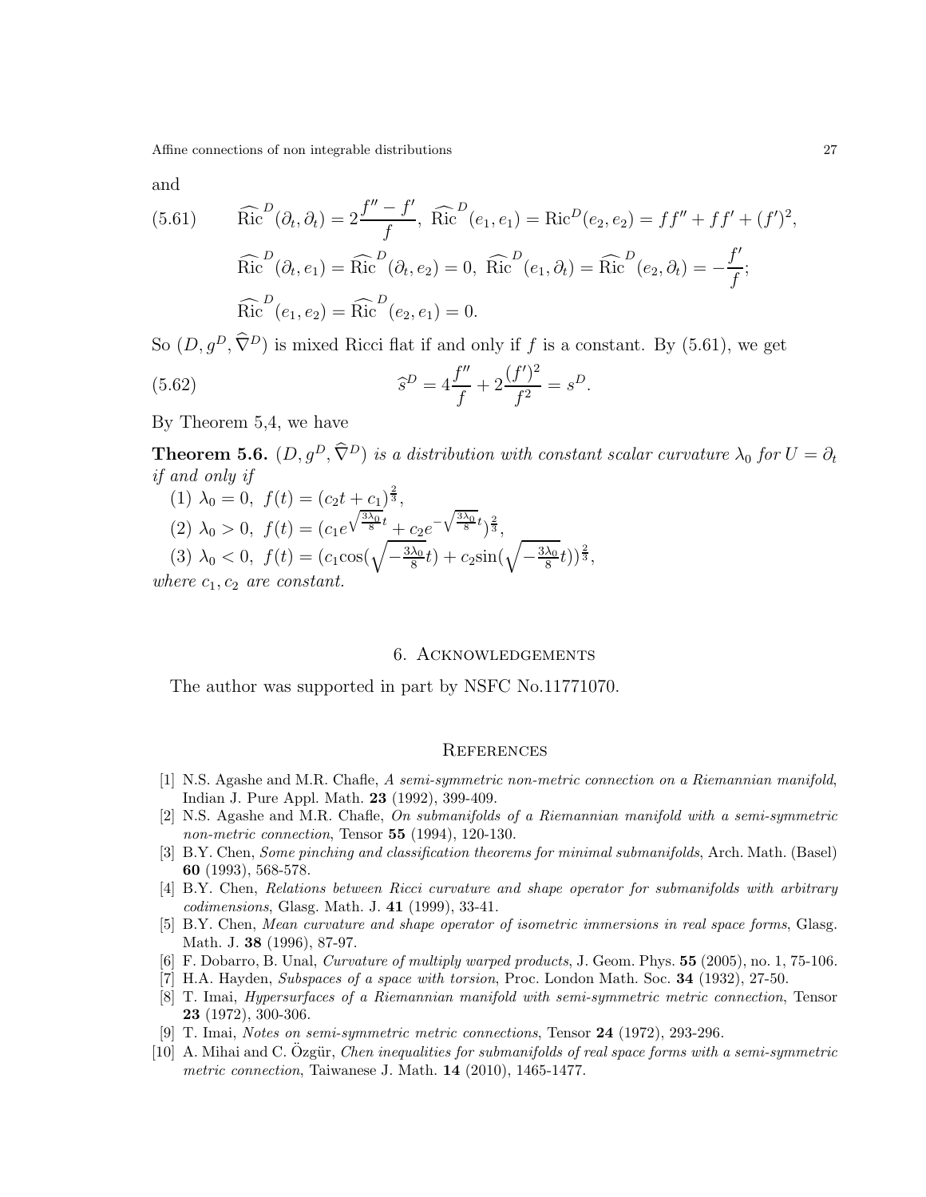and

$$
\begin{aligned}
(5.61)\qquad & \widehat{\mathrm{Ric}}^D(\partial_t,\partial_t)=2\frac{f''-f'}{f},\ \widehat{\mathrm{Ric}}^D(e_1,e_1)=\mathrm{Ric}^D(e_2,e_2)=ff''+ff'+(f')^2,\\
& \widehat{\mathrm{Ric}}^D(\partial_t,e_1)=\widehat{\mathrm{Ric}}^D(\partial_t,e_2)=0,\ \widehat{\mathrm{Ric}}^D(e_1,\partial_t)=\widehat{\mathrm{Ric}}^D(e_2,\partial_t)=-\frac{f'}{f};\\
& \widehat{\mathrm{Ric}}^D(e_1,e_2)=\widehat{\mathrm{Ric}}^D(e_2,e_1)=0.
\end{aligned}
$$

So $(D,g^D,\widehat{\nabla}^D)$ is mixed Ricci flat if and only if $f$ is a constant. By (5.61), we get

$$
\widehat{s}^D=4\frac{f''}{f}+2\frac{(f')^2}{f^2}=s^D. \tag{5.62}
$$

By Theorem 5,4, we have

**Theorem 5.6.** *$(D,g^D,\widehat{\nabla}^D)$ is a distribution with constant scalar curvature $\lambda_0$ for $U=\partial_t$ if and only if*

(1) $\lambda_0=0,\ f(t)=(c_2t+c_1)^{\frac{2}{3}}$,

(2) $\lambda_0>0,\ f(t)=(c_1e^{\sqrt{\frac{3\lambda_0}{8}}t}+c_2e^{-\sqrt{\frac{3\lambda_0}{8}}t})^{\frac{2}{3}}$,

(3) $\lambda_0<0,\ f(t)=(c_1\cos(\sqrt{-\frac{3\lambda_0}{8}}t)+c_2\sin(\sqrt{-\frac{3\lambda_0}{8}}t))^{\frac{2}{3}}$,

*where $c_1,c_2$ are constant.*

## 6. Acknowledgements

The author was supported in part by NSFC No.11771070.

## References

[1] N.S. Agashe and M.R. Chafle, *A semi-symmetric non-metric connection on a Riemannian manifold*, Indian J. Pure Appl. Math. **23** (1992), 399-409.

[2] N.S. Agashe and M.R. Chafle, *On submanifolds of a Riemannian manifold with a semi-symmetric non-metric connection*, Tensor **55** (1994), 120-130.

[3] B.Y. Chen, *Some pinching and classification theorems for minimal submanifolds*, Arch. Math. (Basel) **60** (1993), 568-578.

[4] B.Y. Chen, *Relations between Ricci curvature and shape operator for submanifolds with arbitrary codimensions*, Glasg. Math. J. **41** (1999), 33-41.

[5] B.Y. Chen, *Mean curvature and shape operator of isometric immersions in real space forms*, Glasg. Math. J. **38** (1996), 87-97.

[6] F. Dobarro, B. Unal, *Curvature of multiply warped products*, J. Geom. Phys. **55** (2005), no. 1, 75-106.

[7] H.A. Hayden, *Subspaces of a space with torsion*, Proc. London Math. Soc. **34** (1932), 27-50.

[8] T. Imai, *Hypersurfaces of a Riemannian manifold with semi-symmetric metric connection*, Tensor **23** (1972), 300-306.

[9] T. Imai, *Notes on semi-symmetric metric connections*, Tensor **24** (1972), 293-296.

[10] A. Mihai and C. Özgür, *Chen inequalities for submanifolds of real space forms with a semi-symmetric metric connection*, Taiwanese J. Math. **14** (2010), 1465-1477.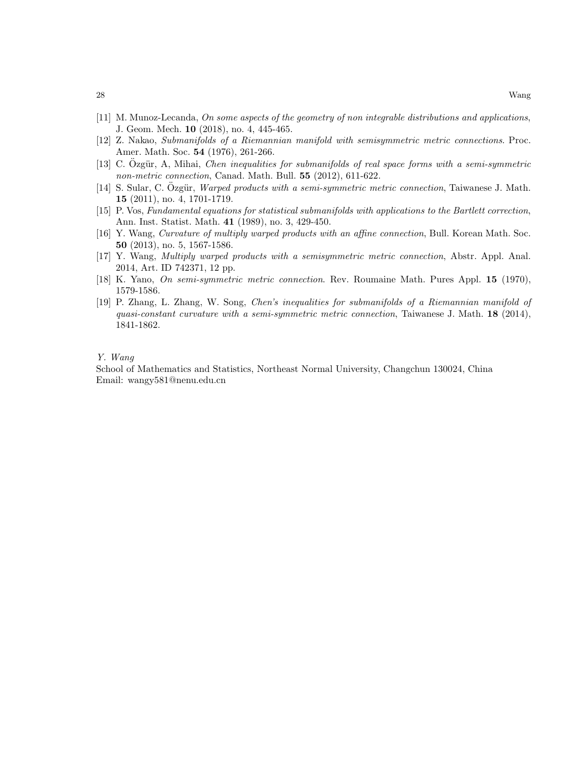[11] M. Munoz-Lecanda, *On some aspects of the geometry of non integrable distributions and applications*, J. Geom. Mech. **10** (2018), no. 4, 445-465.

[12] Z. Nakao, *Submanifolds of a Riemannian manifold with semisymmetric metric connections*. Proc. Amer. Math. Soc. **54** (1976), 261-266.

[13] C. Özgür, A, Mihai, *Chen inequalities for submanifolds of real space forms with a semi-symmetric non-metric connection*, Canad. Math. Bull. **55** (2012), 611-622.

[14] S. Sular, C. Özgür, *Warped products with a semi-symmetric metric connection*, Taiwanese J. Math. **15** (2011), no. 4, 1701-1719.

[15] P. Vos, *Fundamental equations for statistical submanifolds with applications to the Bartlett correction*, Ann. Inst. Statist. Math. **41** (1989), no. 3, 429-450.

[16] Y. Wang, *Curvature of multiply warped products with an affine connection*, Bull. Korean Math. Soc. **50** (2013), no. 5, 1567-1586.

[17] Y. Wang, *Multiply warped products with a semisymmetric metric connection*, Abstr. Appl. Anal. 2014, Art. ID 742371, 12 pp.

[18] K. Yano, *On semi-symmetric metric connection*. Rev. Roumaine Math. Pures Appl. **15** (1970), 1579-1586.

[19] P. Zhang, L. Zhang, W. Song, *Chen's inequalities for submanifolds of a Riemannian manifold of quasi-constant curvature with a semi-symmetric metric connection*, Taiwanese J. Math. **18** (2014), 1841-1862.

*Y. Wang*
School of Mathematics and Statistics, Northeast Normal University, Changchun 130024, China
Email: wangy581@nenu.edu.cn